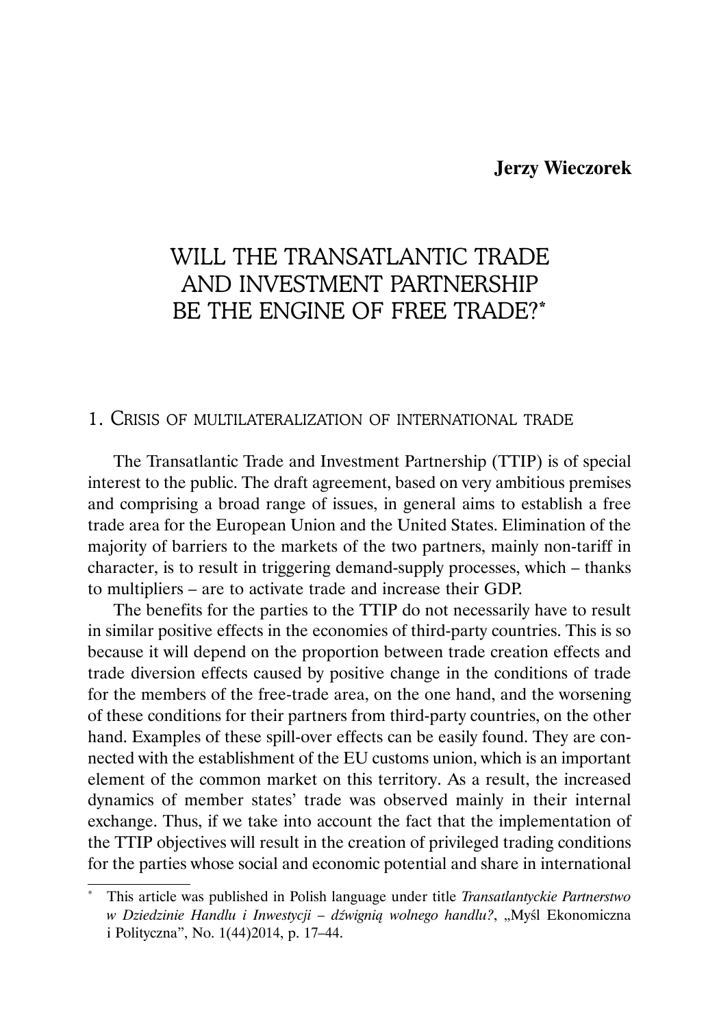**Jerzy Wieczorek**

# WILL THE TRANSATLANTIC TRADE AND INVESTMENT PARTNERSHIP BE THE ENGINE OF FREE TRADE?*

## 1. Crisis of multilateralization of international trade

The Transatlantic Trade and Investment Partnership (TTIP) is of special interest to the public. The draft agreement, based on very ambitious premises and comprising a broad range of issues, in general aims to establish a free trade area for the European Union and the United States. Elimination of the majority of barriers to the markets of the two partners, mainly non-tariff in character, is to result in triggering demand-supply processes, which – thanks to multipliers – are to activate trade and increase their GDP.

The benefits for the parties to the TTIP do not necessarily have to result in similar positive effects in the economies of third-party countries. This is so because it will depend on the proportion between trade creation effects and trade diversion effects caused by positive change in the conditions of trade for the members of the free-trade area, on the one hand, and the worsening of these conditions for their partners from third-party countries, on the other hand. Examples of these spill-over effects can be easily found. They are connected with the establishment of the EU customs union, which is an important element of the common market on this territory. As a result, the increased dynamics of member states' trade was observed mainly in their internal exchange. Thus, if we take into account the fact that the implementation of the TTIP objectives will result in the creation of privileged trading conditions for the parties whose social and economic potential and share in international

---

\* This article was published in Polish language under title *Transatlantyckie Partnerstwo w Dziedzinie Handlu i Inwestycji – dźwignią wolnego handlu?*, „Myśl Ekonomiczna i Polityczna", No. 1(44)2014, p. 17–44.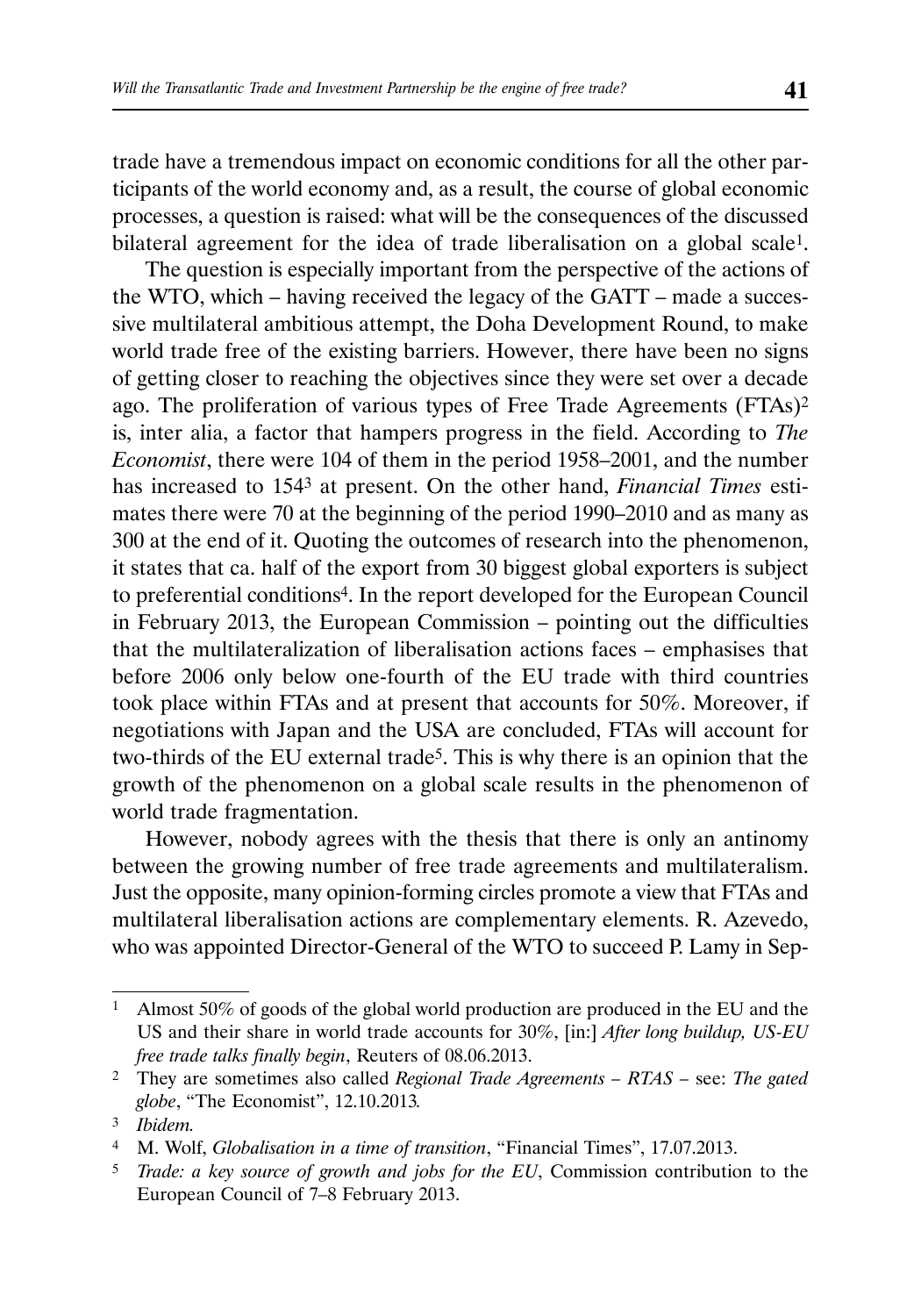trade have a tremendous impact on economic conditions for all the other participants of the world economy and, as a result, the course of global economic processes, a question is raised: what will be the consequences of the discussed bilateral agreement for the idea of trade liberalisation on a global scale[1].

The question is especially important from the perspective of the actions of the WTO, which – having received the legacy of the GATT – made a successive multilateral ambitious attempt, the Doha Development Round, to make world trade free of the existing barriers. However, there have been no signs of getting closer to reaching the objectives since they were set over a decade ago. The proliferation of various types of Free Trade Agreements (FTAs)[2] is, inter alia, a factor that hampers progress in the field. According to *The Economist*, there were 104 of them in the period 1958–2001, and the number has increased to 154[3] at present. On the other hand, *Financial Times* estimates there were 70 at the beginning of the period 1990–2010 and as many as 300 at the end of it. Quoting the outcomes of research into the phenomenon, it states that ca. half of the export from 30 biggest global exporters is subject to preferential conditions[4]. In the report developed for the European Council in February 2013, the European Commission – pointing out the difficulties that the multilateralization of liberalisation actions faces – emphasises that before 2006 only below one-fourth of the EU trade with third countries took place within FTAs and at present that accounts for 50%. Moreover, if negotiations with Japan and the USA are concluded, FTAs will account for two-thirds of the EU external trade[5]. This is why there is an opinion that the growth of the phenomenon on a global scale results in the phenomenon of world trade fragmentation.

However, nobody agrees with the thesis that there is only an antinomy between the growing number of free trade agreements and multilateralism. Just the opposite, many opinion-forming circles promote a view that FTAs and multilateral liberalisation actions are complementary elements. R. Azevedo, who was appointed Director-General of the WTO to succeed P. Lamy in Sep-

---

[1] Almost 50% of goods of the global world production are produced in the EU and the US and their share in world trade accounts for 30%, [in:] *After long buildup, US-EU free trade talks finally begin*, Reuters of 08.06.2013.

[2] They are sometimes also called *Regional Trade Agreements – RTAS* – see: *The gated globe*, "The Economist", 12.10.2013.

[3] *Ibidem.*

[4] M. Wolf, *Globalisation in a time of transition*, "Financial Times", 17.07.2013.

[5] *Trade: a key source of growth and jobs for the EU*, Commission contribution to the European Council of 7–8 February 2013.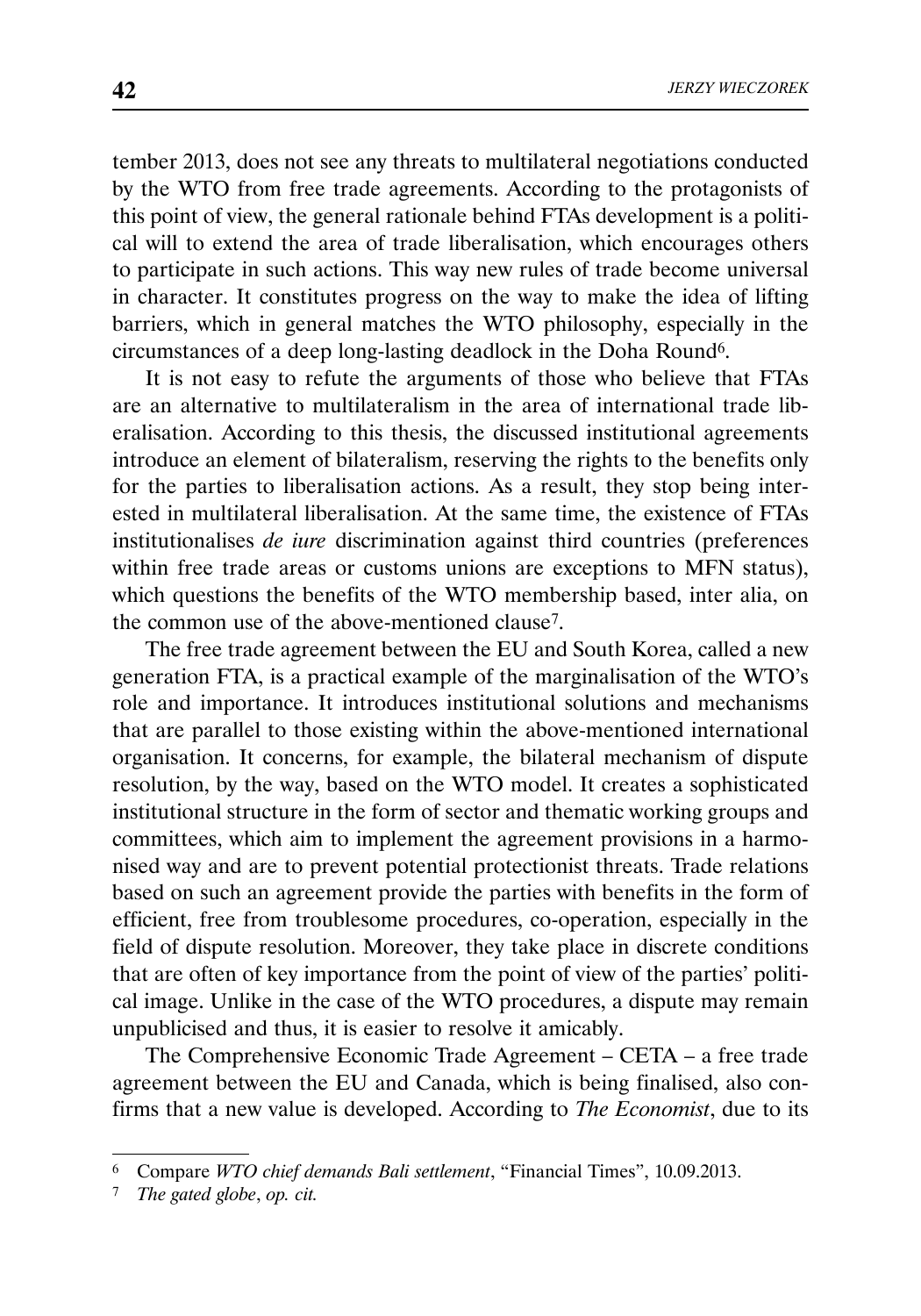tember 2013, does not see any threats to multilateral negotiations conducted by the WTO from free trade agreements. According to the protagonists of this point of view, the general rationale behind FTAs development is a political will to extend the area of trade liberalisation, which encourages others to participate in such actions. This way new rules of trade become universal in character. It constitutes progress on the way to make the idea of lifting barriers, which in general matches the WTO philosophy, especially in the circumstances of a deep long-lasting deadlock in the Doha Round[6].

It is not easy to refute the arguments of those who believe that FTAs are an alternative to multilateralism in the area of international trade liberalisation. According to this thesis, the discussed institutional agreements introduce an element of bilateralism, reserving the rights to the benefits only for the parties to liberalisation actions. As a result, they stop being interested in multilateral liberalisation. At the same time, the existence of FTAs institutionalises *de iure* discrimination against third countries (preferences within free trade areas or customs unions are exceptions to MFN status), which questions the benefits of the WTO membership based, inter alia, on the common use of the above-mentioned clause[7].

The free trade agreement between the EU and South Korea, called a new generation FTA, is a practical example of the marginalisation of the WTO's role and importance. It introduces institutional solutions and mechanisms that are parallel to those existing within the above-mentioned international organisation. It concerns, for example, the bilateral mechanism of dispute resolution, by the way, based on the WTO model. It creates a sophisticated institutional structure in the form of sector and thematic working groups and committees, which aim to implement the agreement provisions in a harmonised way and are to prevent potential protectionist threats. Trade relations based on such an agreement provide the parties with benefits in the form of efficient, free from troublesome procedures, co-operation, especially in the field of dispute resolution. Moreover, they take place in discrete conditions that are often of key importance from the point of view of the parties' political image. Unlike in the case of the WTO procedures, a dispute may remain unpublicised and thus, it is easier to resolve it amicably.

The Comprehensive Economic Trade Agreement – CETA – a free trade agreement between the EU and Canada, which is being finalised, also confirms that a new value is developed. According to *The Economist*, due to its

---

[6] Compare *WTO chief demands Bali settlement*, "Financial Times", 10.09.2013.

[7] *The gated globe*, *op. cit.*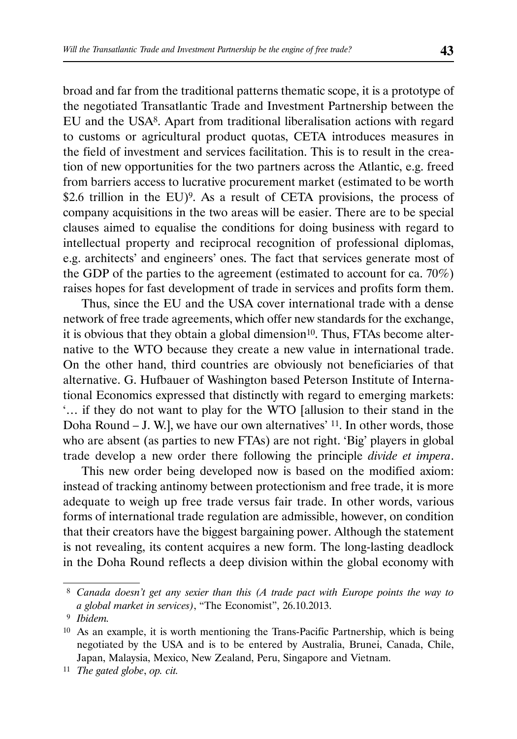broad and far from the traditional patterns thematic scope, it is a prototype of the negotiated Transatlantic Trade and Investment Partnership between the EU and the USA[8]. Apart from traditional liberalisation actions with regard to customs or agricultural product quotas, CETA introduces measures in the field of investment and services facilitation. This is to result in the creation of new opportunities for the two partners across the Atlantic, e.g. freed from barriers access to lucrative procurement market (estimated to be worth $2.6 trillion in the EU)[9]. As a result of CETA provisions, the process of company acquisitions in the two areas will be easier. There are to be special clauses aimed to equalise the conditions for doing business with regard to intellectual property and reciprocal recognition of professional diplomas, e.g. architects' and engineers' ones. The fact that services generate most of the GDP of the parties to the agreement (estimated to account for ca. 70%) raises hopes for fast development of trade in services and profits form them.

Thus, since the EU and the USA cover international trade with a dense network of free trade agreements, which offer new standards for the exchange, it is obvious that they obtain a global dimension[10]. Thus, FTAs become alternative to the WTO because they create a new value in international trade. On the other hand, third countries are obviously not beneficiaries of that alternative. G. Hufbauer of Washington based Peterson Institute of International Economics expressed that distinctly with regard to emerging markets: '… if they do not want to play for the WTO [allusion to their stand in the Doha Round – J. W.], we have our own alternatives' [11]. In other words, those who are absent (as parties to new FTAs) are not right. 'Big' players in global trade develop a new order there following the principle *divide et impera*.

This new order being developed now is based on the modified axiom: instead of tracking antinomy between protectionism and free trade, it is more adequate to weigh up free trade versus fair trade. In other words, various forms of international trade regulation are admissible, however, on condition that their creators have the biggest bargaining power. Although the statement is not revealing, its content acquires a new form. The long-lasting deadlock in the Doha Round reflects a deep division within the global economy with

---

[8] *Canada doesn't get any sexier than this (A trade pact with Europe points the way to a global market in services)*, "The Economist", 26.10.2013.

[9] *Ibidem.*

[10] As an example, it is worth mentioning the Trans-Pacific Partnership, which is being negotiated by the USA and is to be entered by Australia, Brunei, Canada, Chile, Japan, Malaysia, Mexico, New Zealand, Peru, Singapore and Vietnam.

[11] *The gated globe*, *op. cit.*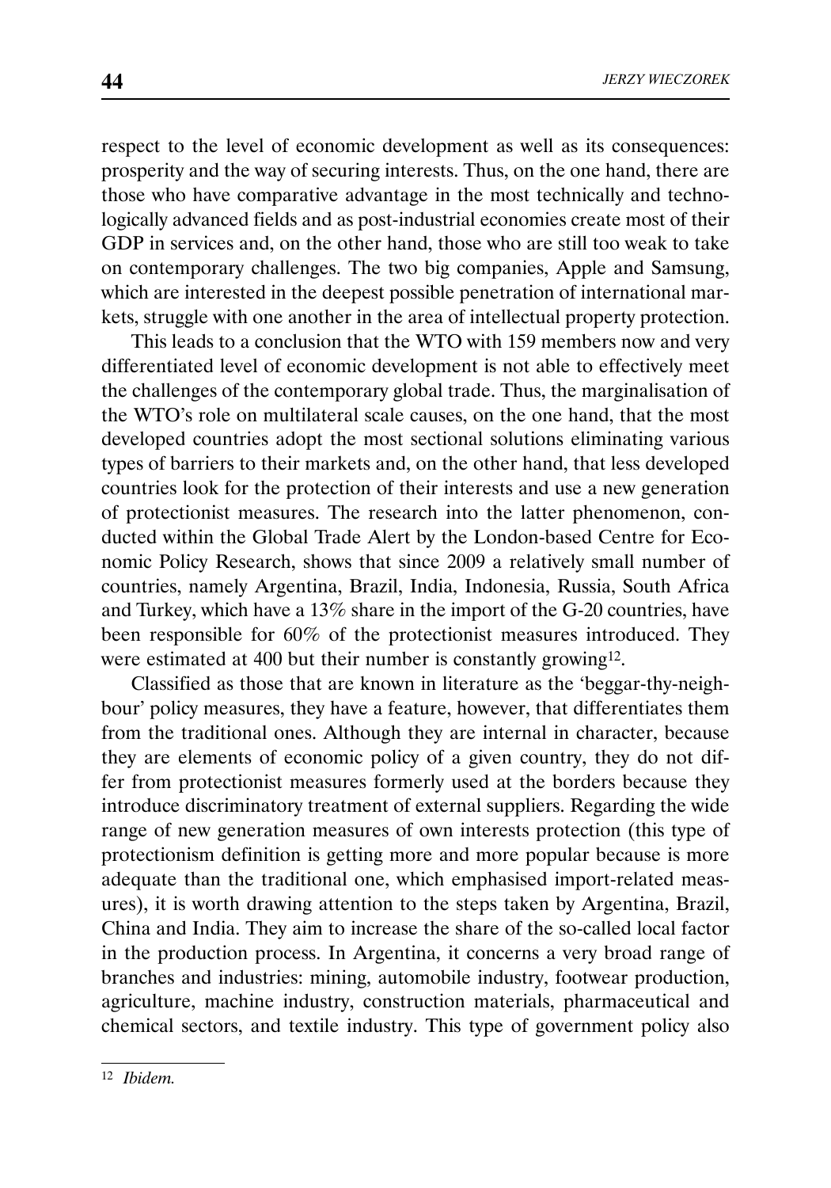respect to the level of economic development as well as its consequences: prosperity and the way of securing interests. Thus, on the one hand, there are those who have comparative advantage in the most technically and technologically advanced fields and as post-industrial economies create most of their GDP in services and, on the other hand, those who are still too weak to take on contemporary challenges. The two big companies, Apple and Samsung, which are interested in the deepest possible penetration of international markets, struggle with one another in the area of intellectual property protection.

This leads to a conclusion that the WTO with 159 members now and very differentiated level of economic development is not able to effectively meet the challenges of the contemporary global trade. Thus, the marginalisation of the WTO's role on multilateral scale causes, on the one hand, that the most developed countries adopt the most sectional solutions eliminating various types of barriers to their markets and, on the other hand, that less developed countries look for the protection of their interests and use a new generation of protectionist measures. The research into the latter phenomenon, conducted within the Global Trade Alert by the London-based Centre for Economic Policy Research, shows that since 2009 a relatively small number of countries, namely Argentina, Brazil, India, Indonesia, Russia, South Africa and Turkey, which have a 13% share in the import of the G-20 countries, have been responsible for 60% of the protectionist measures introduced. They were estimated at 400 but their number is constantly growing[12].

Classified as those that are known in literature as the 'beggar-thy-neighbour' policy measures, they have a feature, however, that differentiates them from the traditional ones. Although they are internal in character, because they are elements of economic policy of a given country, they do not differ from protectionist measures formerly used at the borders because they introduce discriminatory treatment of external suppliers. Regarding the wide range of new generation measures of own interests protection (this type of protectionism definition is getting more and more popular because is more adequate than the traditional one, which emphasised import-related measures), it is worth drawing attention to the steps taken by Argentina, Brazil, China and India. They aim to increase the share of the so-called local factor in the production process. In Argentina, it concerns a very broad range of branches and industries: mining, automobile industry, footwear production, agriculture, machine industry, construction materials, pharmaceutical and chemical sectors, and textile industry. This type of government policy also

---

[12] *Ibidem.*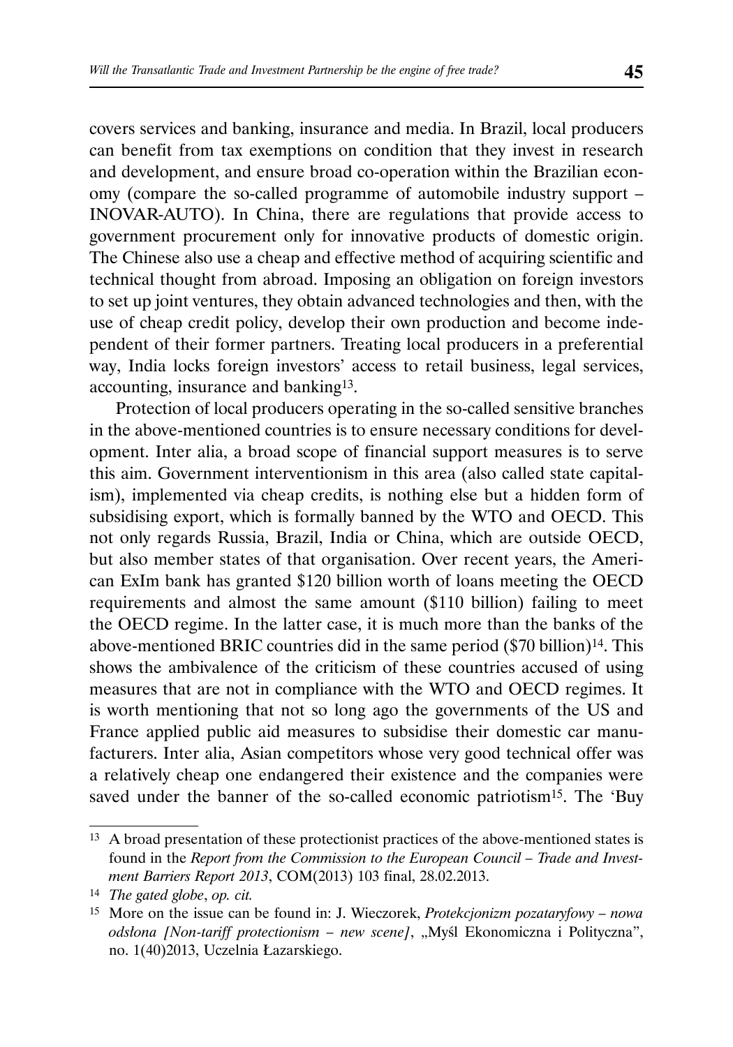covers services and banking, insurance and media. In Brazil, local producers can benefit from tax exemptions on condition that they invest in research and development, and ensure broad co-operation within the Brazilian economy (compare the so-called programme of automobile industry support – INOVAR-AUTO). In China, there are regulations that provide access to government procurement only for innovative products of domestic origin. The Chinese also use a cheap and effective method of acquiring scientific and technical thought from abroad. Imposing an obligation on foreign investors to set up joint ventures, they obtain advanced technologies and then, with the use of cheap credit policy, develop their own production and become independent of their former partners. Treating local producers in a preferential way, India locks foreign investors' access to retail business, legal services, accounting, insurance and banking[13].

Protection of local producers operating in the so-called sensitive branches in the above-mentioned countries is to ensure necessary conditions for development. Inter alia, a broad scope of financial support measures is to serve this aim. Government interventionism in this area (also called state capitalism), implemented via cheap credits, is nothing else but a hidden form of subsidising export, which is formally banned by the WTO and OECD. This not only regards Russia, Brazil, India or China, which are outside OECD, but also member states of that organisation. Over recent years, the American ExIm bank has granted \$120 billion worth of loans meeting the OECD requirements and almost the same amount (\$110 billion) failing to meet the OECD regime. In the latter case, it is much more than the banks of the above-mentioned BRIC countries did in the same period (\$70 billion)[14]. This shows the ambivalence of the criticism of these countries accused of using measures that are not in compliance with the WTO and OECD regimes. It is worth mentioning that not so long ago the governments of the US and France applied public aid measures to subsidise their domestic car manufacturers. Inter alia, Asian competitors whose very good technical offer was a relatively cheap one endangered their existence and the companies were saved under the banner of the so-called economic patriotism[15]. The 'Buy

---

[13] A broad presentation of these protectionist practices of the above-mentioned states is found in the *Report from the Commission to the European Council – Trade and Investment Barriers Report 2013*, COM(2013) 103 final, 28.02.2013.

[14] *The gated globe*, *op. cit.*

[15] More on the issue can be found in: J. Wieczorek, *Protekcjonizm pozataryfowy – nowa odsłona [Non-tariff protectionism – new scene]*, „Myśl Ekonomiczna i Polityczna", no. 1(40)2013, Uczelnia Łazarskiego.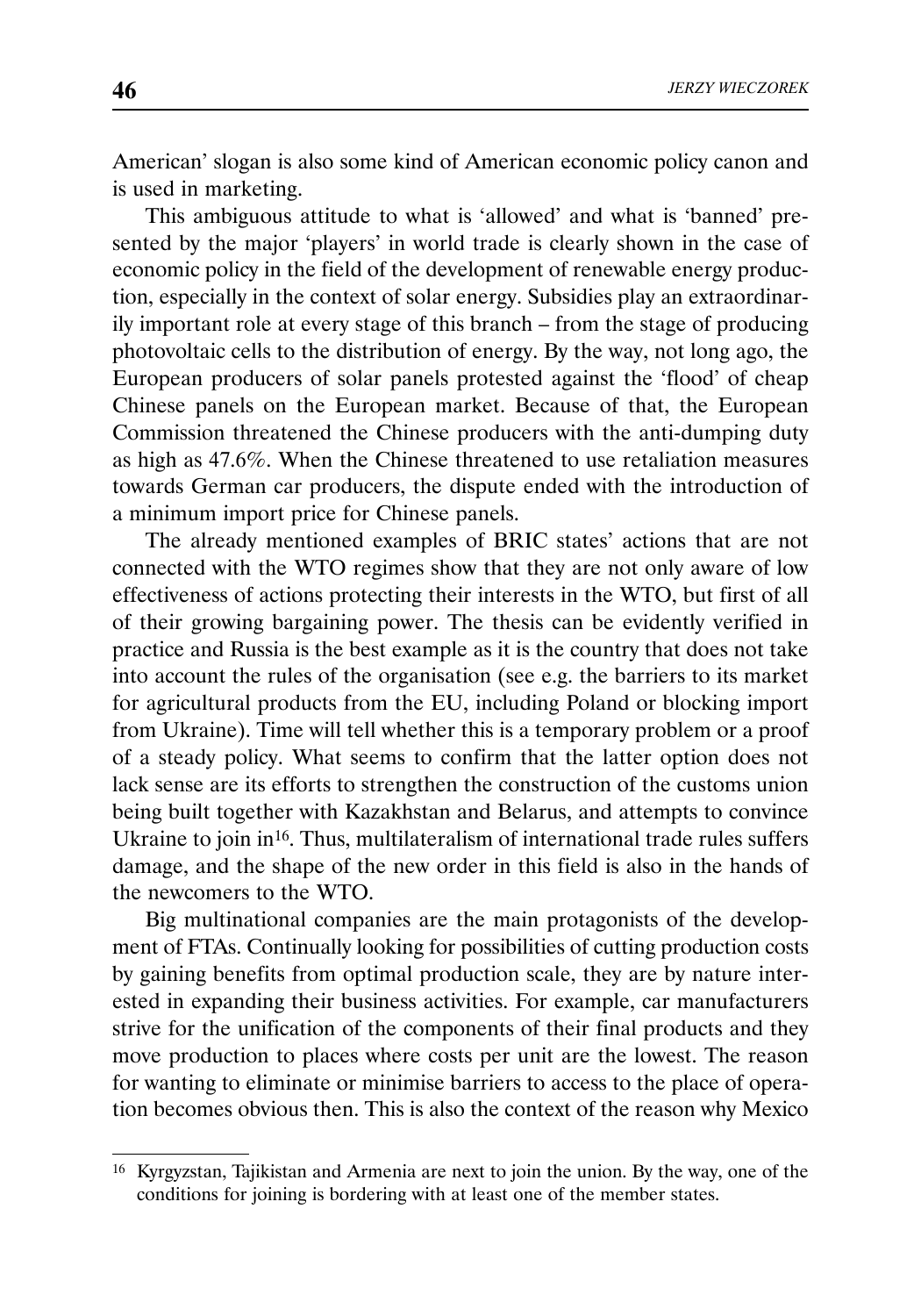American' slogan is also some kind of American economic policy canon and is used in marketing.

This ambiguous attitude to what is 'allowed' and what is 'banned' presented by the major 'players' in world trade is clearly shown in the case of economic policy in the field of the development of renewable energy production, especially in the context of solar energy. Subsidies play an extraordinarily important role at every stage of this branch – from the stage of producing photovoltaic cells to the distribution of energy. By the way, not long ago, the European producers of solar panels protested against the 'flood' of cheap Chinese panels on the European market. Because of that, the European Commission threatened the Chinese producers with the anti-dumping duty as high as 47.6%. When the Chinese threatened to use retaliation measures towards German car producers, the dispute ended with the introduction of a minimum import price for Chinese panels.

The already mentioned examples of BRIC states' actions that are not connected with the WTO regimes show that they are not only aware of low effectiveness of actions protecting their interests in the WTO, but first of all of their growing bargaining power. The thesis can be evidently verified in practice and Russia is the best example as it is the country that does not take into account the rules of the organisation (see e.g. the barriers to its market for agricultural products from the EU, including Poland or blocking import from Ukraine). Time will tell whether this is a temporary problem or a proof of a steady policy. What seems to confirm that the latter option does not lack sense are its efforts to strengthen the construction of the customs union being built together with Kazakhstan and Belarus, and attempts to convince Ukraine to join in[16]. Thus, multilateralism of international trade rules suffers damage, and the shape of the new order in this field is also in the hands of the newcomers to the WTO.

Big multinational companies are the main protagonists of the development of FTAs. Continually looking for possibilities of cutting production costs by gaining benefits from optimal production scale, they are by nature interested in expanding their business activities. For example, car manufacturers strive for the unification of the components of their final products and they move production to places where costs per unit are the lowest. The reason for wanting to eliminate or minimise barriers to access to the place of operation becomes obvious then. This is also the context of the reason why Mexico

[16] Kyrgyzstan, Tajikistan and Armenia are next to join the union. By the way, one of the conditions for joining is bordering with at least one of the member states.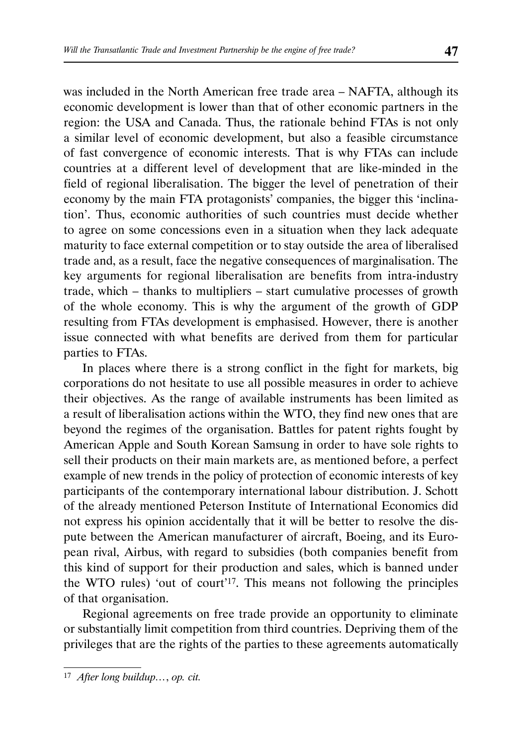was included in the North American free trade area – NAFTA, although its economic development is lower than that of other economic partners in the region: the USA and Canada. Thus, the rationale behind FTAs is not only a similar level of economic development, but also a feasible circumstance of fast convergence of economic interests. That is why FTAs can include countries at a different level of development that are like-minded in the field of regional liberalisation. The bigger the level of penetration of their economy by the main FTA protagonists' companies, the bigger this 'inclination'. Thus, economic authorities of such countries must decide whether to agree on some concessions even in a situation when they lack adequate maturity to face external competition or to stay outside the area of liberalised trade and, as a result, face the negative consequences of marginalisation. The key arguments for regional liberalisation are benefits from intra-industry trade, which – thanks to multipliers – start cumulative processes of growth of the whole economy. This is why the argument of the growth of GDP resulting from FTAs development is emphasised. However, there is another issue connected with what benefits are derived from them for particular parties to FTAs.

In places where there is a strong conflict in the fight for markets, big corporations do not hesitate to use all possible measures in order to achieve their objectives. As the range of available instruments has been limited as a result of liberalisation actions within the WTO, they find new ones that are beyond the regimes of the organisation. Battles for patent rights fought by American Apple and South Korean Samsung in order to have sole rights to sell their products on their main markets are, as mentioned before, a perfect example of new trends in the policy of protection of economic interests of key participants of the contemporary international labour distribution. J. Schott of the already mentioned Peterson Institute of International Economics did not express his opinion accidentally that it will be better to resolve the dispute between the American manufacturer of aircraft, Boeing, and its European rival, Airbus, with regard to subsidies (both companies benefit from this kind of support for their production and sales, which is banned under the WTO rules) 'out of court'[17]. This means not following the principles of that organisation.

Regional agreements on free trade provide an opportunity to eliminate or substantially limit competition from third countries. Depriving them of the privileges that are the rights of the parties to these agreements automatically

---

[17] *After long buildup…, op. cit.*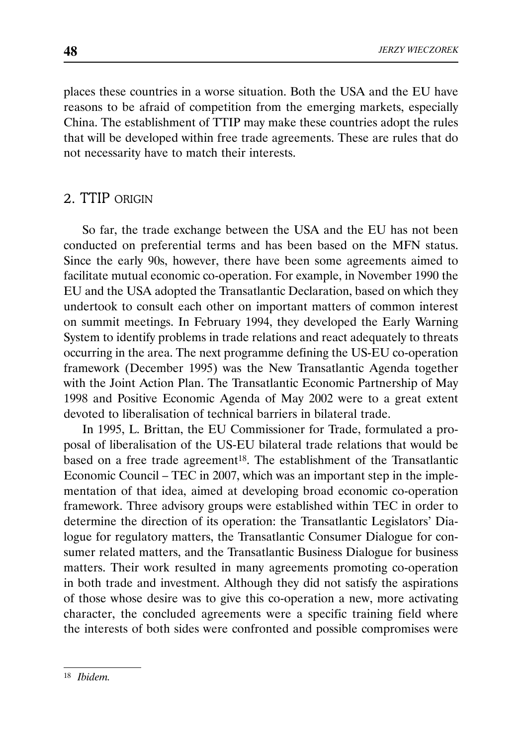places these countries in a worse situation. Both the USA and the EU have reasons to be afraid of competition from the emerging markets, especially China. The establishment of TTIP may make these countries adopt the rules that will be developed within free trade agreements. These are rules that do not necessarity have to match their interests.

## 2. TTIP ORIGIN

So far, the trade exchange between the USA and the EU has not been conducted on preferential terms and has been based on the MFN status. Since the early 90s, however, there have been some agreements aimed to facilitate mutual economic co-operation. For example, in November 1990 the EU and the USA adopted the Transatlantic Declaration, based on which they undertook to consult each other on important matters of common interest on summit meetings. In February 1994, they developed the Early Warning System to identify problems in trade relations and react adequately to threats occurring in the area. The next programme defining the US-EU co-operation framework (December 1995) was the New Transatlantic Agenda together with the Joint Action Plan. The Transatlantic Economic Partnership of May 1998 and Positive Economic Agenda of May 2002 were to a great extent devoted to liberalisation of technical barriers in bilateral trade.

In 1995, L. Brittan, the EU Commissioner for Trade, formulated a proposal of liberalisation of the US-EU bilateral trade relations that would be based on a free trade agreement[18]. The establishment of the Transatlantic Economic Council – TEC in 2007, which was an important step in the implementation of that idea, aimed at developing broad economic co-operation framework. Three advisory groups were established within TEC in order to determine the direction of its operation: the Transatlantic Legislators' Dialogue for regulatory matters, the Transatlantic Consumer Dialogue for consumer related matters, and the Transatlantic Business Dialogue for business matters. Their work resulted in many agreements promoting co-operation in both trade and investment. Although they did not satisfy the aspirations of those whose desire was to give this co-operation a new, more activating character, the concluded agreements were a specific training field where the interests of both sides were confronted and possible compromises were

---

[18] *Ibidem.*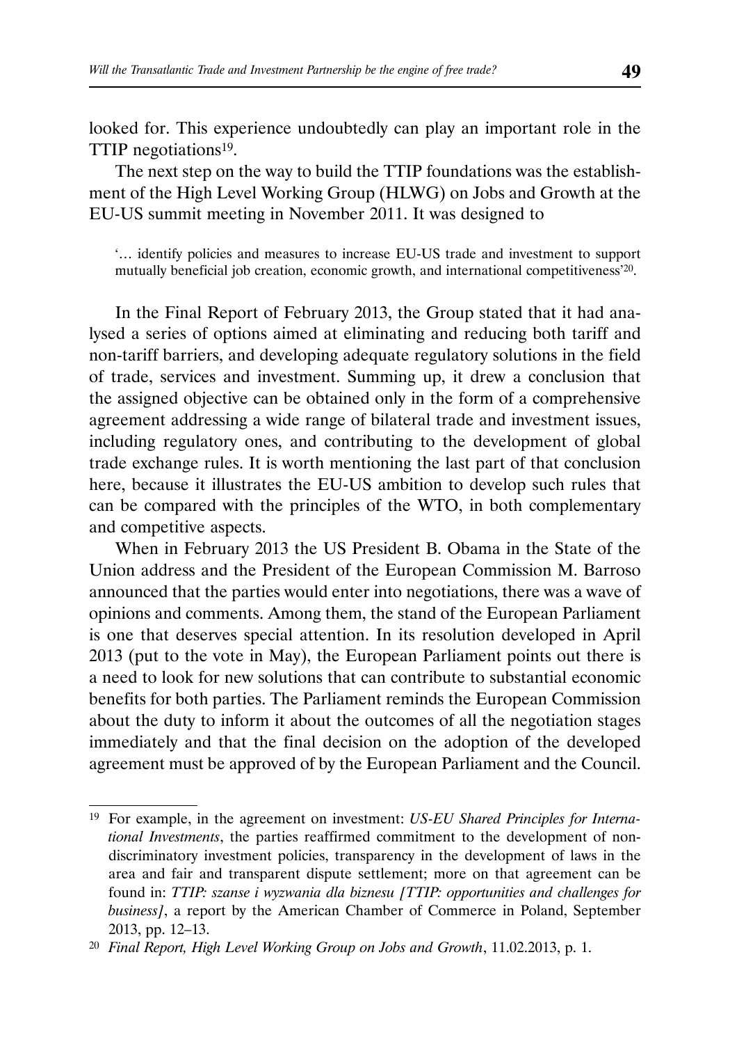looked for. This experience undoubtedly can play an important role in the TTIP negotiations[19].

The next step on the way to build the TTIP foundations was the establishment of the High Level Working Group (HLWG) on Jobs and Growth at the EU-US summit meeting in November 2011. It was designed to

> '… identify policies and measures to increase EU-US trade and investment to support mutually beneficial job creation, economic growth, and international competitiveness'[20].

In the Final Report of February 2013, the Group stated that it had analysed a series of options aimed at eliminating and reducing both tariff and non-tariff barriers, and developing adequate regulatory solutions in the field of trade, services and investment. Summing up, it drew a conclusion that the assigned objective can be obtained only in the form of a comprehensive agreement addressing a wide range of bilateral trade and investment issues, including regulatory ones, and contributing to the development of global trade exchange rules. It is worth mentioning the last part of that conclusion here, because it illustrates the EU-US ambition to develop such rules that can be compared with the principles of the WTO, in both complementary and competitive aspects.

When in February 2013 the US President B. Obama in the State of the Union address and the President of the European Commission M. Barroso announced that the parties would enter into negotiations, there was a wave of opinions and comments. Among them, the stand of the European Parliament is one that deserves special attention. In its resolution developed in April 2013 (put to the vote in May), the European Parliament points out there is a need to look for new solutions that can contribute to substantial economic benefits for both parties. The Parliament reminds the European Commission about the duty to inform it about the outcomes of all the negotiation stages immediately and that the final decision on the adoption of the developed agreement must be approved of by the European Parliament and the Council.

---

[19] For example, in the agreement on investment: *US-EU Shared Principles for International Investments*, the parties reaffirmed commitment to the development of non-discriminatory investment policies, transparency in the development of laws in the area and fair and transparent dispute settlement; more on that agreement can be found in: *TTIP: szanse i wyzwania dla biznesu [TTIP: opportunities and challenges for business]*, a report by the American Chamber of Commerce in Poland, September 2013, pp. 12–13.

[20] *Final Report, High Level Working Group on Jobs and Growth*, 11.02.2013, p. 1.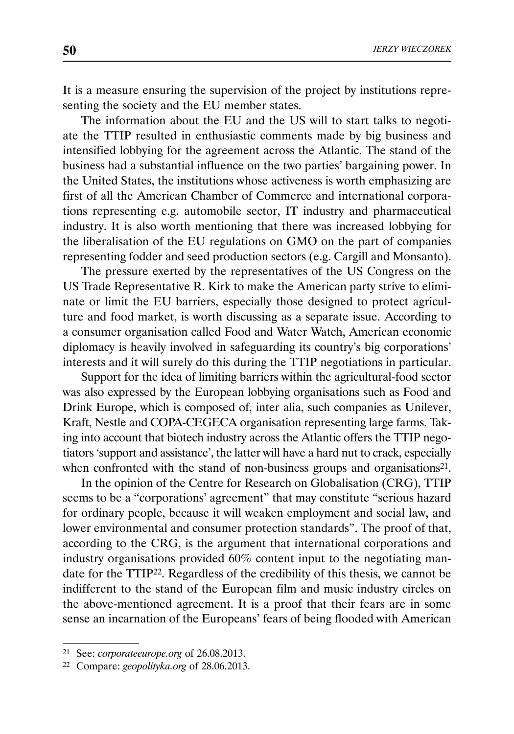It is a measure ensuring the supervision of the project by institutions representing the society and the EU member states.

The information about the EU and the US will to start talks to negotiate the TTIP resulted in enthusiastic comments made by big business and intensified lobbying for the agreement across the Atlantic. The stand of the business had a substantial influence on the two parties' bargaining power. In the United States, the institutions whose activeness is worth emphasizing are first of all the American Chamber of Commerce and international corporations representing e.g. automobile sector, IT industry and pharmaceutical industry. It is also worth mentioning that there was increased lobbying for the liberalisation of the EU regulations on GMO on the part of companies representing fodder and seed production sectors (e.g. Cargill and Monsanto).

The pressure exerted by the representatives of the US Congress on the US Trade Representative R. Kirk to make the American party strive to eliminate or limit the EU barriers, especially those designed to protect agriculture and food market, is worth discussing as a separate issue. According to a consumer organisation called Food and Water Watch, American economic diplomacy is heavily involved in safeguarding its country's big corporations' interests and it will surely do this during the TTIP negotiations in particular.

Support for the idea of limiting barriers within the agricultural-food sector was also expressed by the European lobbying organisations such as Food and Drink Europe, which is composed of, inter alia, such companies as Unilever, Kraft, Nestle and COPA-CEGECA organisation representing large farms. Taking into account that biotech industry across the Atlantic offers the TTIP negotiators 'support and assistance', the latter will have a hard nut to crack, especially when confronted with the stand of non-business groups and organisations[21].

In the opinion of the Centre for Research on Globalisation (CRG), TTIP seems to be a "corporations' agreement" that may constitute "serious hazard for ordinary people, because it will weaken employment and social law, and lower environmental and consumer protection standards". The proof of that, according to the CRG, is the argument that international corporations and industry organisations provided 60% content input to the negotiating mandate for the TTIP[22]. Regardless of the credibility of this thesis, we cannot be indifferent to the stand of the European film and music industry circles on the above-mentioned agreement. It is a proof that their fears are in some sense an incarnation of the Europeans' fears of being flooded with American

---

[21] See: *corporateeurope.org* of 26.08.2013.

[22] Compare: *geopolityka.org* of 28.06.2013.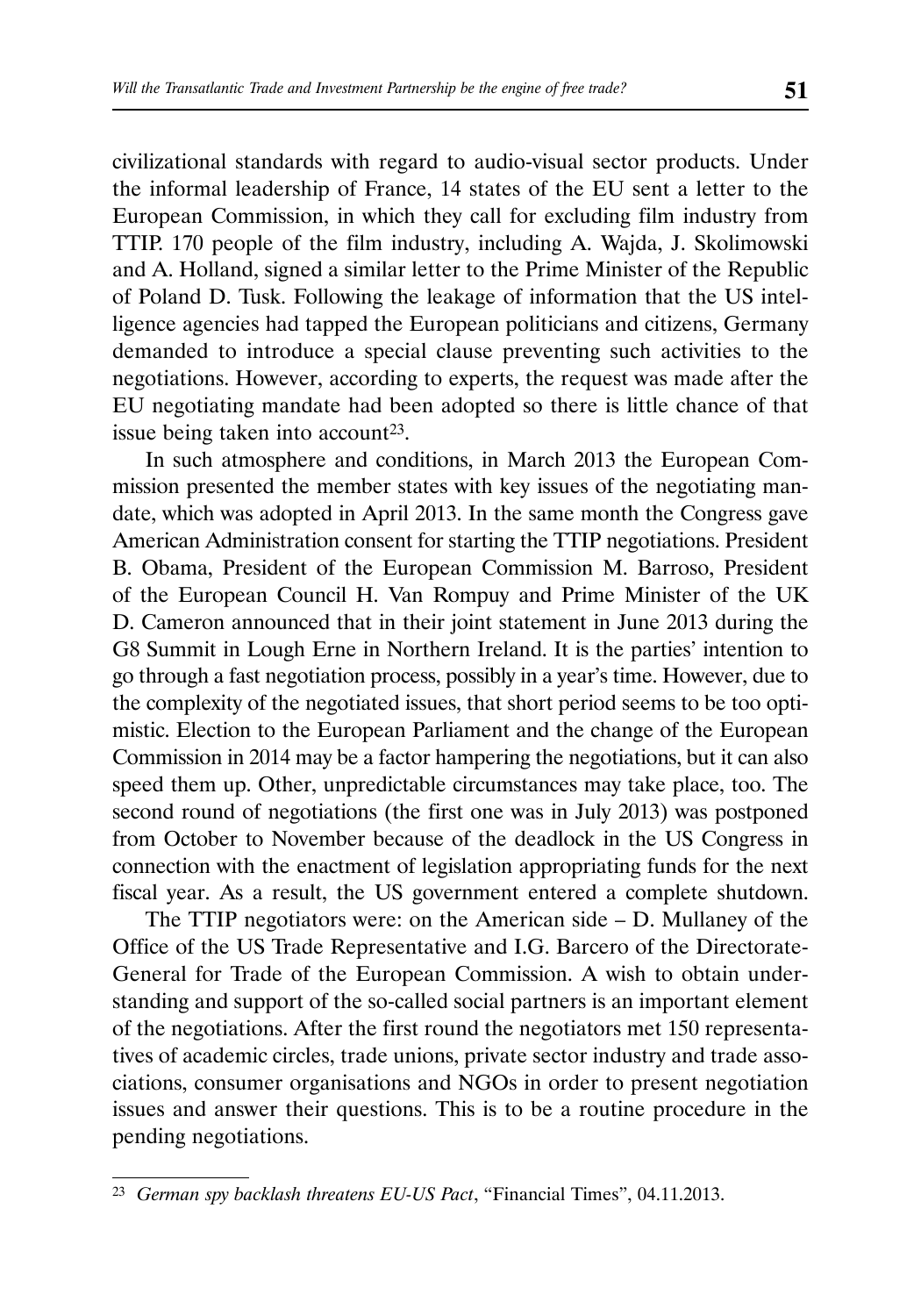civilizational standards with regard to audio-visual sector products. Under the informal leadership of France, 14 states of the EU sent a letter to the European Commission, in which they call for excluding film industry from TTIP. 170 people of the film industry, including A. Wajda, J. Skolimowski and A. Holland, signed a similar letter to the Prime Minister of the Republic of Poland D. Tusk. Following the leakage of information that the US intelligence agencies had tapped the European politicians and citizens, Germany demanded to introduce a special clause preventing such activities to the negotiations. However, according to experts, the request was made after the EU negotiating mandate had been adopted so there is little chance of that issue being taken into account[23].

In such atmosphere and conditions, in March 2013 the European Commission presented the member states with key issues of the negotiating mandate, which was adopted in April 2013. In the same month the Congress gave American Administration consent for starting the TTIP negotiations. President B. Obama, President of the European Commission M. Barroso, President of the European Council H. Van Rompuy and Prime Minister of the UK D. Cameron announced that in their joint statement in June 2013 during the G8 Summit in Lough Erne in Northern Ireland. It is the parties' intention to go through a fast negotiation process, possibly in a year's time. However, due to the complexity of the negotiated issues, that short period seems to be too optimistic. Election to the European Parliament and the change of the European Commission in 2014 may be a factor hampering the negotiations, but it can also speed them up. Other, unpredictable circumstances may take place, too. The second round of negotiations (the first one was in July 2013) was postponed from October to November because of the deadlock in the US Congress in connection with the enactment of legislation appropriating funds for the next fiscal year. As a result, the US government entered a complete shutdown.

The TTIP negotiators were: on the American side – D. Mullaney of the Office of the US Trade Representative and I.G. Barcero of the Directorate-General for Trade of the European Commission. A wish to obtain understanding and support of the so-called social partners is an important element of the negotiations. After the first round the negotiators met 150 representatives of academic circles, trade unions, private sector industry and trade associations, consumer organisations and NGOs in order to present negotiation issues and answer their questions. This is to be a routine procedure in the pending negotiations.

---

[23] *German spy backlash threatens EU-US Pact*, "Financial Times", 04.11.2013.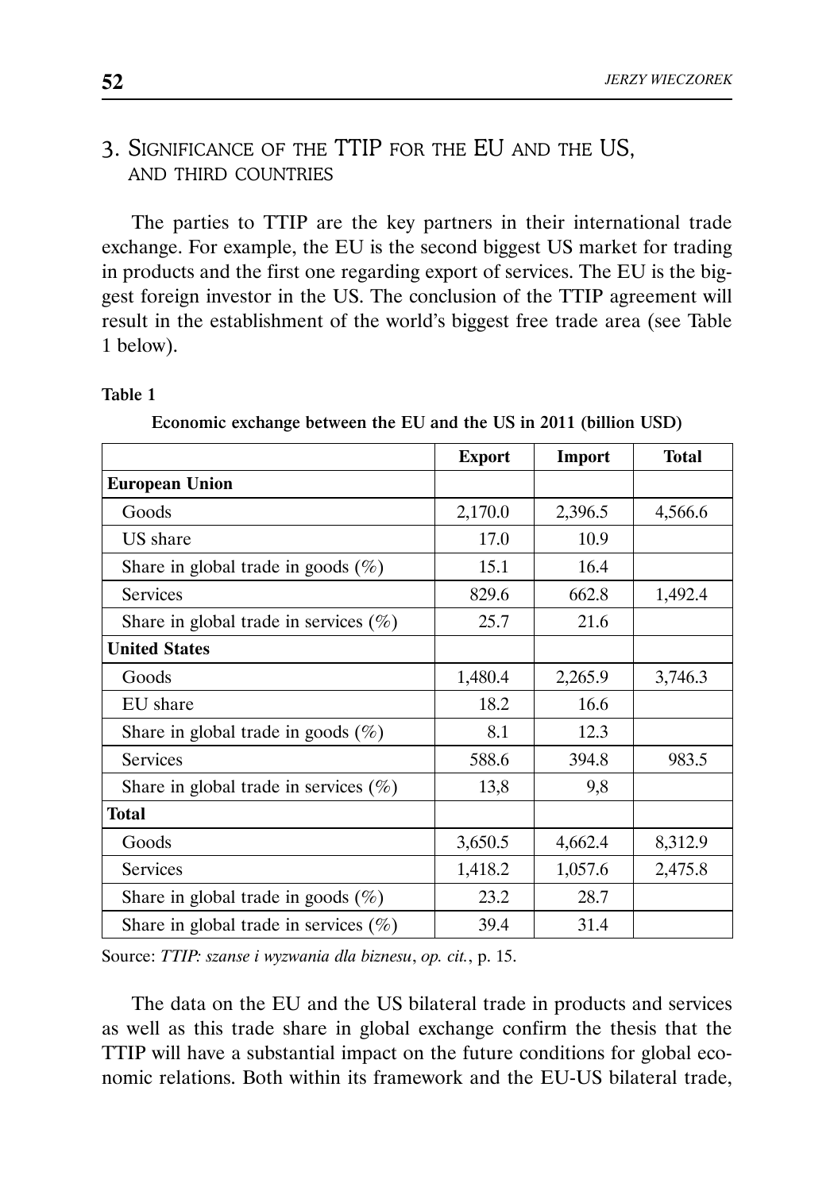## 3. Significance of the TTIP for the EU and the US, and third countries

The parties to TTIP are the key partners in their international trade exchange. For example, the EU is the second biggest US market for trading in products and the first one regarding export of services. The EU is the biggest foreign investor in the US. The conclusion of the TTIP agreement will result in the establishment of the world's biggest free trade area (see Table 1 below).

**Table 1**

**Economic exchange between the EU and the US in 2011 (billion USD)**

| | Export | Import | Total |
|---|---|---|---|
| **European Union** | | | |
| Goods | 2,170.0 | 2,396.5 | 4,566.6 |
| US share | 17.0 | 10.9 | |
| Share in global trade in goods (%) | 15.1 | 16.4 | |
| Services | 829.6 | 662.8 | 1,492.4 |
| Share in global trade in services (%) | 25.7 | 21.6 | |
| **United States** | | | |
| Goods | 1,480.4 | 2,265.9 | 3,746.3 |
| EU share | 18.2 | 16.6 | |
| Share in global trade in goods (%) | 8.1 | 12.3 | |
| Services | 588.6 | 394.8 | 983.5 |
| Share in global trade in services (%) | 13,8 | 9,8 | |
| **Total** | | | |
| Goods | 3,650.5 | 4,662.4 | 8,312.9 |
| Services | 1,418.2 | 1,057.6 | 2,475.8 |
| Share in global trade in goods (%) | 23.2 | 28.7 | |
| Share in global trade in services (%) | 39.4 | 31.4 | |

Source: *TTIP: szanse i wyzwania dla biznesu*, *op. cit.*, p. 15.

The data on the EU and the US bilateral trade in products and services as well as this trade share in global exchange confirm the thesis that the TTIP will have a substantial impact on the future conditions for global economic relations. Both within its framework and the EU-US bilateral trade,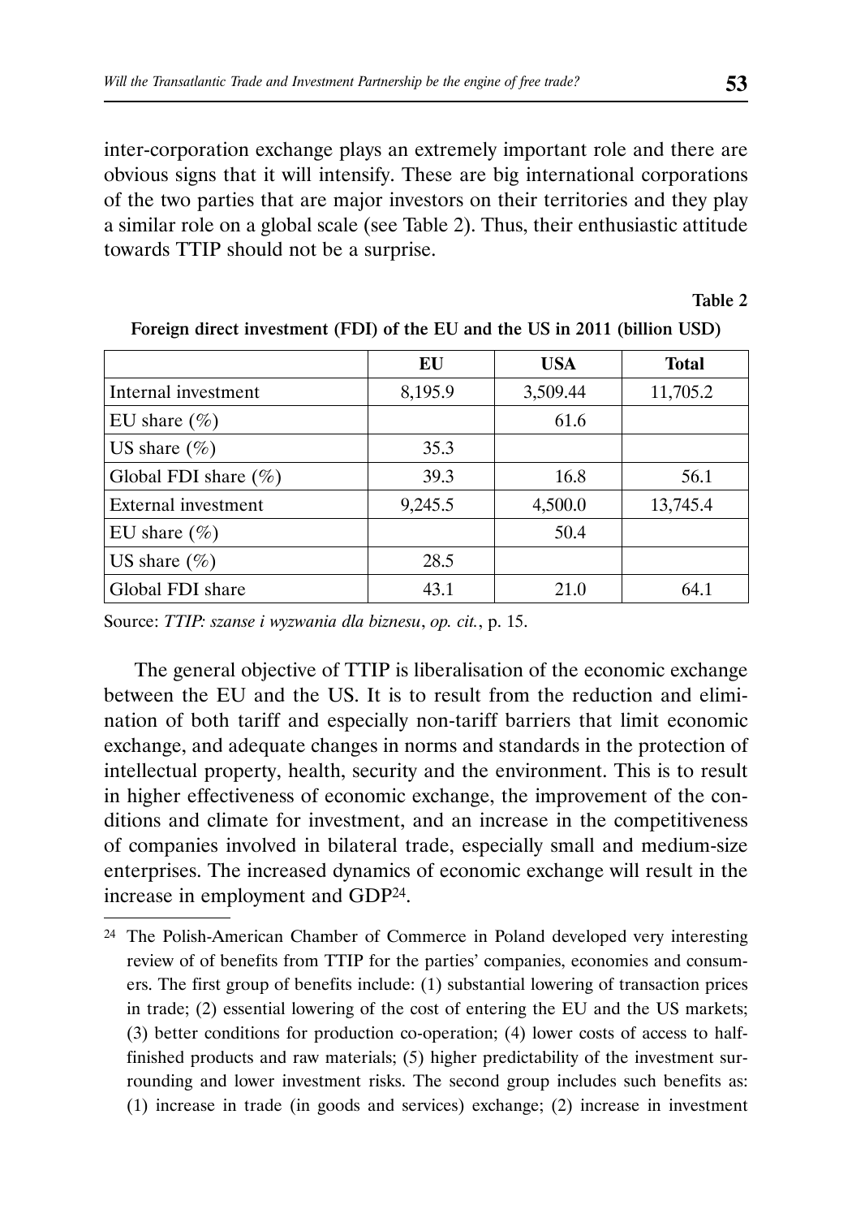inter-corporation exchange plays an extremely important role and there are obvious signs that it will intensify. These are big international corporations of the two parties that are major investors on their territories and they play a similar role on a global scale (see Table 2). Thus, their enthusiastic attitude towards TTIP should not be a surprise.

**Table 2**

**Foreign direct investment (FDI) of the EU and the US in 2011 (billion USD)**

| | EU | USA | Total |
|---|---|---|---|
| Internal investment | 8,195.9 | 3,509.44 | 11,705.2 |
| EU share (%) | | 61.6 | |
| US share (%) | 35.3 | | |
| Global FDI share (%) | 39.3 | 16.8 | 56.1 |
| External investment | 9,245.5 | 4,500.0 | 13,745.4 |
| EU share (%) | | 50.4 | |
| US share (%) | 28.5 | | |
| Global FDI share | 43.1 | 21.0 | 64.1 |

Source: *TTIP: szanse i wyzwania dla biznesu*, *op. cit.*, p. 15.

The general objective of TTIP is liberalisation of the economic exchange between the EU and the US. It is to result from the reduction and elimination of both tariff and especially non-tariff barriers that limit economic exchange, and adequate changes in norms and standards in the protection of intellectual property, health, security and the environment. This is to result in higher effectiveness of economic exchange, the improvement of the conditions and climate for investment, and an increase in the competitiveness of companies involved in bilateral trade, especially small and medium-size enterprises. The increased dynamics of economic exchange will result in the increase in employment and GDP[24].

---

[24] The Polish-American Chamber of Commerce in Poland developed very interesting review of of benefits from TTIP for the parties' companies, economies and consumers. The first group of benefits include: (1) substantial lowering of transaction prices in trade; (2) essential lowering of the cost of entering the EU and the US markets; (3) better conditions for production co-operation; (4) lower costs of access to half-finished products and raw materials; (5) higher predictability of the investment surrounding and lower investment risks. The second group includes such benefits as: (1) increase in trade (in goods and services) exchange; (2) increase in investment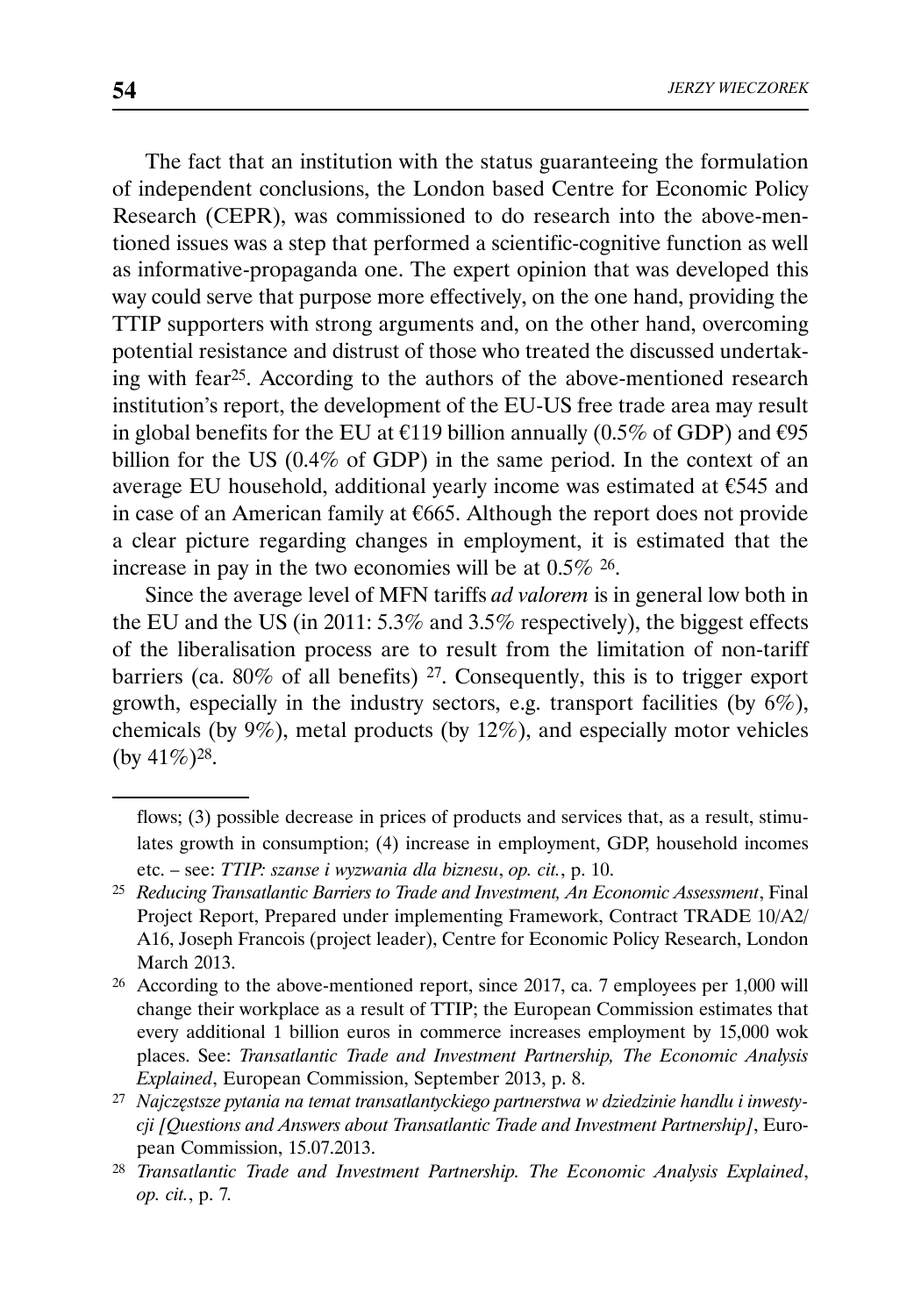The fact that an institution with the status guaranteeing the formulation of independent conclusions, the London based Centre for Economic Policy Research (CEPR), was commissioned to do research into the above-mentioned issues was a step that performed a scientific-cognitive function as well as informative-propaganda one. The expert opinion that was developed this way could serve that purpose more effectively, on the one hand, providing the TTIP supporters with strong arguments and, on the other hand, overcoming potential resistance and distrust of those who treated the discussed undertaking with fear[25]. According to the authors of the above-mentioned research institution's report, the development of the EU-US free trade area may result in global benefits for the EU at €119 billion annually (0.5% of GDP) and €95 billion for the US (0.4% of GDP) in the same period. In the context of an average EU household, additional yearly income was estimated at €545 and in case of an American family at €665. Although the report does not provide a clear picture regarding changes in employment, it is estimated that the increase in pay in the two economies will be at 0.5% [26].

Since the average level of MFN tariffs *ad valorem* is in general low both in the EU and the US (in 2011: 5.3% and 3.5% respectively), the biggest effects of the liberalisation process are to result from the limitation of non-tariff barriers (ca. 80% of all benefits) [27]. Consequently, this is to trigger export growth, especially in the industry sectors, e.g. transport facilities (by 6%), chemicals (by 9%), metal products (by 12%), and especially motor vehicles (by 41%)[28].

---

flows; (3) possible decrease in prices of products and services that, as a result, stimulates growth in consumption; (4) increase in employment, GDP, household incomes etc. – see: *TTIP: szanse i wyzwania dla biznesu*, *op. cit.*, p. 10.

[25] *Reducing Transatlantic Barriers to Trade and Investment, An Economic Assessment*, Final Project Report, Prepared under implementing Framework, Contract TRADE 10/A2/A16, Joseph Francois (project leader), Centre for Economic Policy Research, London March 2013.

[26] According to the above-mentioned report, since 2017, ca. 7 employees per 1,000 will change their workplace as a result of TTIP; the European Commission estimates that every additional 1 billion euros in commerce increases employment by 15,000 wok places. See: *Transatlantic Trade and Investment Partnership, The Economic Analysis Explained*, European Commission, September 2013, p. 8.

[27] *Najczęstsze pytania na temat transatlantyckiego partnerstwa w dziedzinie handlu i inwestycji [Questions and Answers about Transatlantic Trade and Investment Partnership]*, European Commission, 15.07.2013.

[28] *Transatlantic Trade and Investment Partnership. The Economic Analysis Explained*, *op. cit.*, p. 7.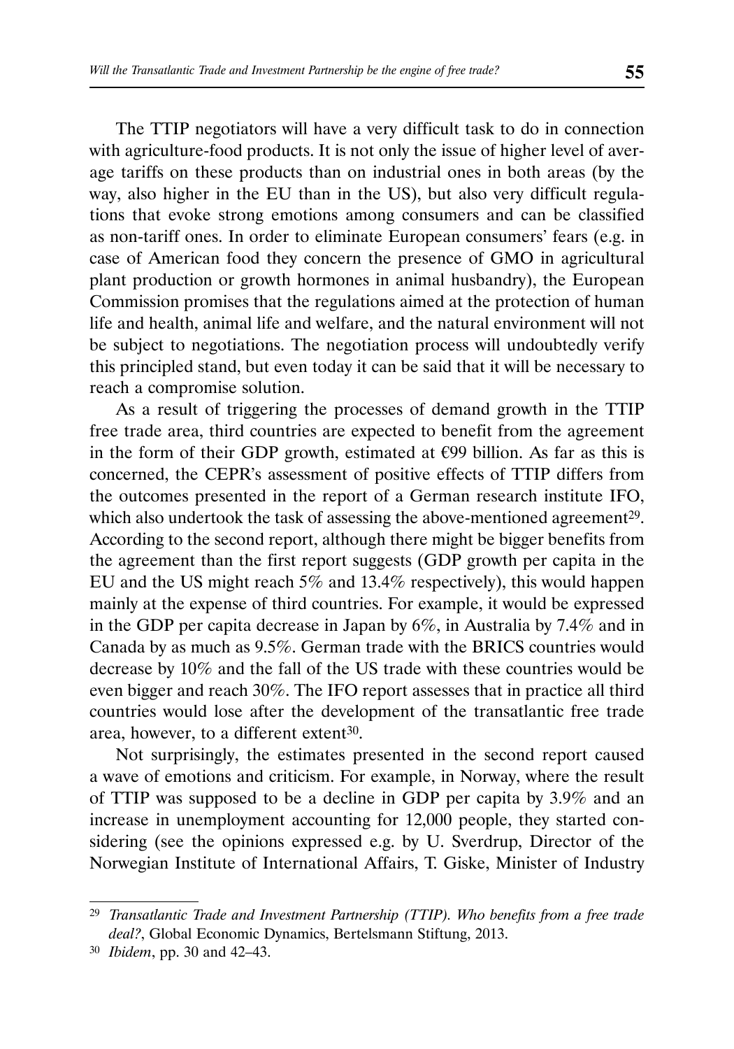The TTIP negotiators will have a very difficult task to do in connection with agriculture-food products. It is not only the issue of higher level of average tariffs on these products than on industrial ones in both areas (by the way, also higher in the EU than in the US), but also very difficult regulations that evoke strong emotions among consumers and can be classified as non-tariff ones. In order to eliminate European consumers' fears (e.g. in case of American food they concern the presence of GMO in agricultural plant production or growth hormones in animal husbandry), the European Commission promises that the regulations aimed at the protection of human life and health, animal life and welfare, and the natural environment will not be subject to negotiations. The negotiation process will undoubtedly verify this principled stand, but even today it can be said that it will be necessary to reach a compromise solution.

As a result of triggering the processes of demand growth in the TTIP free trade area, third countries are expected to benefit from the agreement in the form of their GDP growth, estimated at €99 billion. As far as this is concerned, the CEPR's assessment of positive effects of TTIP differs from the outcomes presented in the report of a German research institute IFO, which also undertook the task of assessing the above-mentioned agreement[29]. According to the second report, although there might be bigger benefits from the agreement than the first report suggests (GDP growth per capita in the EU and the US might reach 5% and 13.4% respectively), this would happen mainly at the expense of third countries. For example, it would be expressed in the GDP per capita decrease in Japan by 6%, in Australia by 7.4% and in Canada by as much as 9.5%. German trade with the BRICS countries would decrease by 10% and the fall of the US trade with these countries would be even bigger and reach 30%. The IFO report assesses that in practice all third countries would lose after the development of the transatlantic free trade area, however, to a different extent[30].

Not surprisingly, the estimates presented in the second report caused a wave of emotions and criticism. For example, in Norway, where the result of TTIP was supposed to be a decline in GDP per capita by 3.9% and an increase in unemployment accounting for 12,000 people, they started considering (see the opinions expressed e.g. by U. Sverdrup, Director of the Norwegian Institute of International Affairs, T. Giske, Minister of Industry

---

[29] *Transatlantic Trade and Investment Partnership (TTIP). Who benefits from a free trade deal?*, Global Economic Dynamics, Bertelsmann Stiftung, 2013.

[30] *Ibidem*, pp. 30 and 42–43.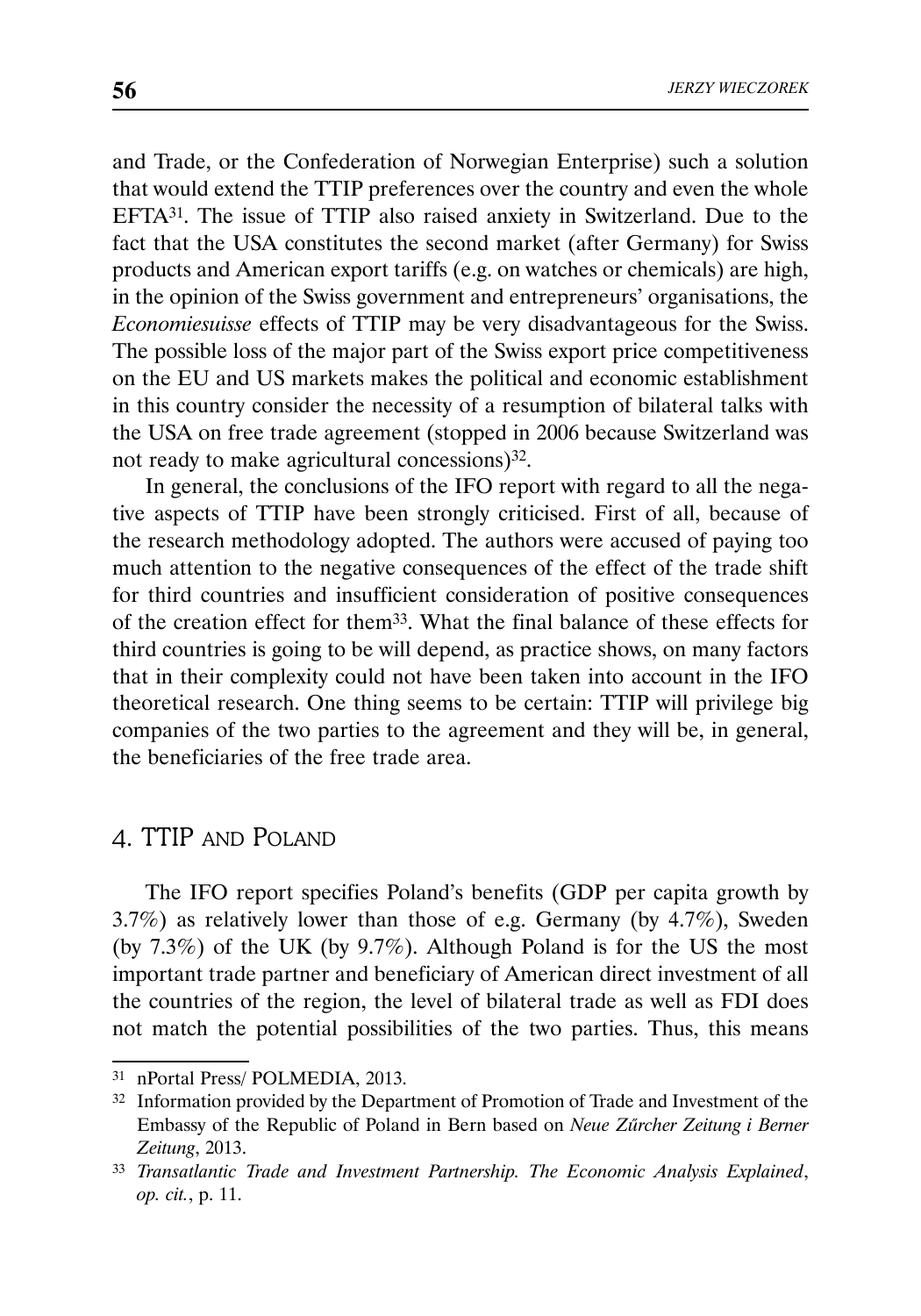and Trade, or the Confederation of Norwegian Enterprise) such a solution that would extend the TTIP preferences over the country and even the whole EFTA[31]. The issue of TTIP also raised anxiety in Switzerland. Due to the fact that the USA constitutes the second market (after Germany) for Swiss products and American export tariffs (e.g. on watches or chemicals) are high, in the opinion of the Swiss government and entrepreneurs' organisations, the *Economiesuisse* effects of TTIP may be very disadvantageous for the Swiss. The possible loss of the major part of the Swiss export price competitiveness on the EU and US markets makes the political and economic establishment in this country consider the necessity of a resumption of bilateral talks with the USA on free trade agreement (stopped in 2006 because Switzerland was not ready to make agricultural concessions)[32].

In general, the conclusions of the IFO report with regard to all the negative aspects of TTIP have been strongly criticised. First of all, because of the research methodology adopted. The authors were accused of paying too much attention to the negative consequences of the effect of the trade shift for third countries and insufficient consideration of positive consequences of the creation effect for them[33]. What the final balance of these effects for third countries is going to be will depend, as practice shows, on many factors that in their complexity could not have been taken into account in the IFO theoretical research. One thing seems to be certain: TTIP will privilege big companies of the two parties to the agreement and they will be, in general, the beneficiaries of the free trade area.

## 4. TTIP and Poland

The IFO report specifies Poland's benefits (GDP per capita growth by 3.7%) as relatively lower than those of e.g. Germany (by 4.7%), Sweden (by 7.3%) of the UK (by 9.7%). Although Poland is for the US the most important trade partner and beneficiary of American direct investment of all the countries of the region, the level of bilateral trade as well as FDI does not match the potential possibilities of the two parties. Thus, this means

---

[31] nPortal Press/ POLMEDIA, 2013.

[32] Information provided by the Department of Promotion of Trade and Investment of the Embassy of the Republic of Poland in Bern based on *Neue Zűrcher Zeitung i Berner Zeitung*, 2013.

[33] *Transatlantic Trade and Investment Partnership. The Economic Analysis Explained*, *op. cit.*, p. 11.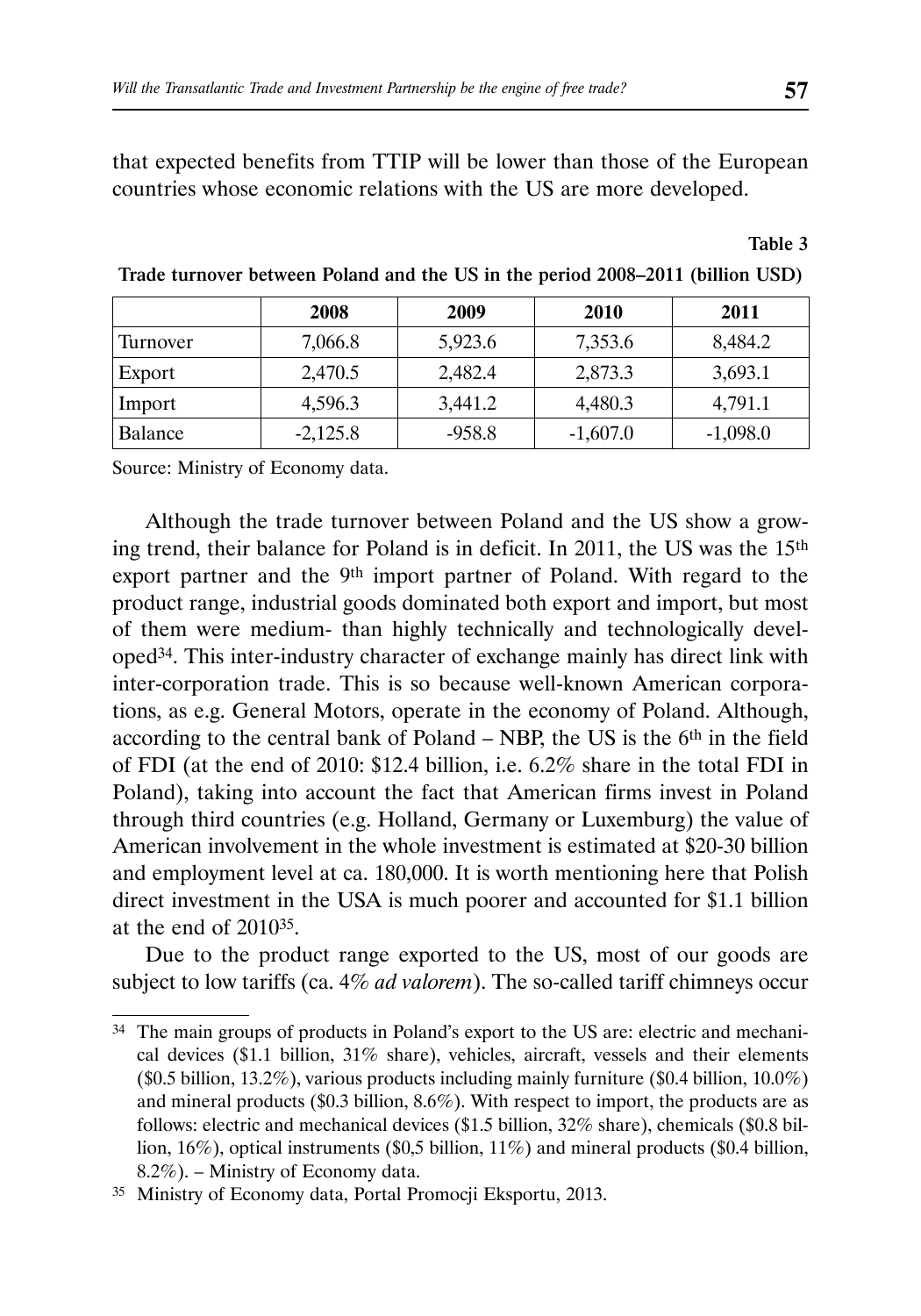that expected benefits from TTIP will be lower than those of the European countries whose economic relations with the US are more developed.

**Table 3**

**Trade turnover between Poland and the US in the period 2008–2011 (billion USD)**

| | 2008 | 2009 | 2010 | 2011 |
|---|---|---|---|---|
| Turnover | 7,066.8 | 5,923.6 | 7,353.6 | 8,484.2 |
| Export | 2,470.5 | 2,482.4 | 2,873.3 | 3,693.1 |
| Import | 4,596.3 | 3,441.2 | 4,480.3 | 4,791.1 |
| Balance | -2,125.8 | -958.8 | -1,607.0 | -1,098.0 |

Source: Ministry of Economy data.

Although the trade turnover between Poland and the US show a growing trend, their balance for Poland is in deficit. In 2011, the US was the 15th export partner and the 9th import partner of Poland. With regard to the product range, industrial goods dominated both export and import, but most of them were medium- than highly technically and technologically developed[34]. This inter-industry character of exchange mainly has direct link with inter-corporation trade. This is so because well-known American corporations, as e.g. General Motors, operate in the economy of Poland. Although, according to the central bank of Poland – NBP, the US is the 6th in the field of FDI (at the end of 2010: $12.4 billion, i.e. 6.2% share in the total FDI in Poland), taking into account the fact that American firms invest in Poland through third countries (e.g. Holland, Germany or Luxemburg) the value of American involvement in the whole investment is estimated at $20-30 billion and employment level at ca. 180,000. It is worth mentioning here that Polish direct investment in the USA is much poorer and accounted for $1.1 billion at the end of 2010[35].

Due to the product range exported to the US, most of our goods are subject to low tariffs (ca. 4% *ad valorem*). The so-called tariff chimneys occur

---

[34] The main groups of products in Poland's export to the US are: electric and mechanical devices ($1.1 billion, 31% share), vehicles, aircraft, vessels and their elements ($0.5 billion, 13.2%), various products including mainly furniture ($0.4 billion, 10.0%) and mineral products ($0.3 billion, 8.6%). With respect to import, the products are as follows: electric and mechanical devices ($1.5 billion, 32% share), chemicals ($0.8 billion, 16%), optical instruments ($0,5 billion, 11%) and mineral products ($0.4 billion, 8.2%). – Ministry of Economy data.

[35] Ministry of Economy data, Portal Promocji Eksportu, 2013.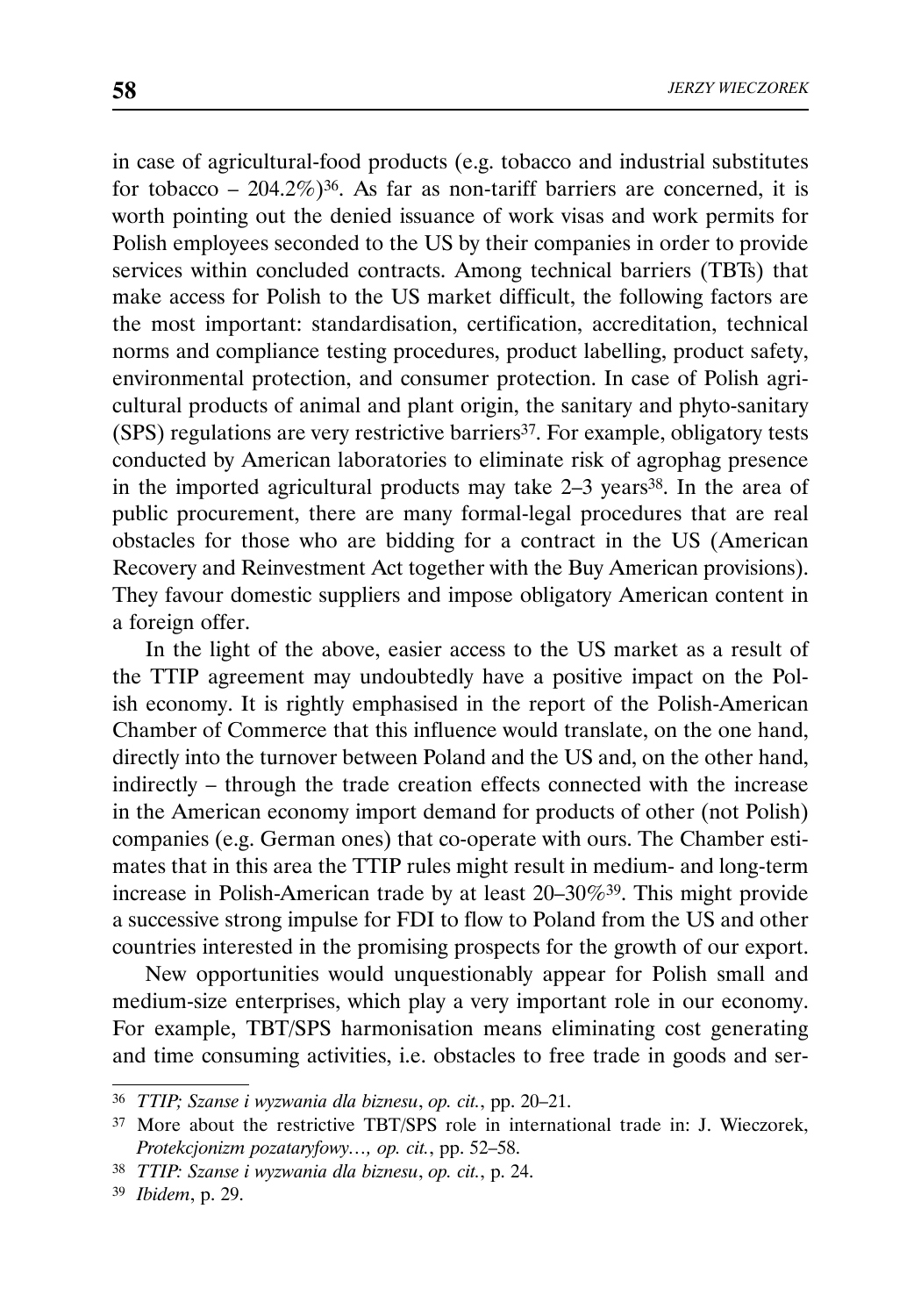in case of agricultural-food products (e.g. tobacco and industrial substitutes for tobacco – 204.2%)[36]. As far as non-tariff barriers are concerned, it is worth pointing out the denied issuance of work visas and work permits for Polish employees seconded to the US by their companies in order to provide services within concluded contracts. Among technical barriers (TBTs) that make access for Polish to the US market difficult, the following factors are the most important: standardisation, certification, accreditation, technical norms and compliance testing procedures, product labelling, product safety, environmental protection, and consumer protection. In case of Polish agricultural products of animal and plant origin, the sanitary and phyto-sanitary (SPS) regulations are very restrictive barriers[37]. For example, obligatory tests conducted by American laboratories to eliminate risk of agrophag presence in the imported agricultural products may take 2–3 years[38]. In the area of public procurement, there are many formal-legal procedures that are real obstacles for those who are bidding for a contract in the US (American Recovery and Reinvestment Act together with the Buy American provisions). They favour domestic suppliers and impose obligatory American content in a foreign offer.

In the light of the above, easier access to the US market as a result of the TTIP agreement may undoubtedly have a positive impact on the Polish economy. It is rightly emphasised in the report of the Polish-American Chamber of Commerce that this influence would translate, on the one hand, directly into the turnover between Poland and the US and, on the other hand, indirectly – through the trade creation effects connected with the increase in the American economy import demand for products of other (not Polish) companies (e.g. German ones) that co-operate with ours. The Chamber estimates that in this area the TTIP rules might result in medium- and long-term increase in Polish-American trade by at least 20–30%[39]. This might provide a successive strong impulse for FDI to flow to Poland from the US and other countries interested in the promising prospects for the growth of our export.

New opportunities would unquestionably appear for Polish small and medium-size enterprises, which play a very important role in our economy. For example, TBT/SPS harmonisation means eliminating cost generating and time consuming activities, i.e. obstacles to free trade in goods and ser-

---

[36] *TTIP; Szanse i wyzwania dla biznesu*, *op. cit.*, pp. 20–21.

[37] More about the restrictive TBT/SPS role in international trade in: J. Wieczorek, *Protekcjonizm pozataryfowy…, op. cit.*, pp. 52–58.

[38] *TTIP: Szanse i wyzwania dla biznesu*, *op. cit.*, p. 24.

[39] *Ibidem*, p. 29.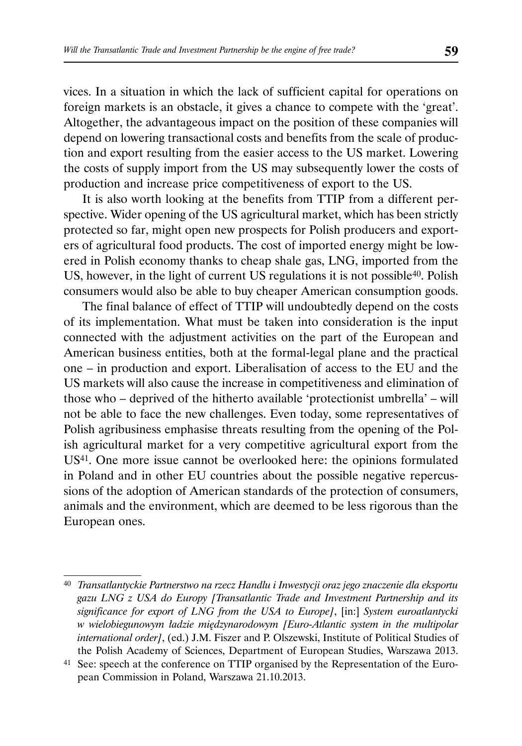vices. In a situation in which the lack of sufficient capital for operations on foreign markets is an obstacle, it gives a chance to compete with the 'great'. Altogether, the advantageous impact on the position of these companies will depend on lowering transactional costs and benefits from the scale of production and export resulting from the easier access to the US market. Lowering the costs of supply import from the US may subsequently lower the costs of production and increase price competitiveness of export to the US.

It is also worth looking at the benefits from TTIP from a different perspective. Wider opening of the US agricultural market, which has been strictly protected so far, might open new prospects for Polish producers and exporters of agricultural food products. The cost of imported energy might be lowered in Polish economy thanks to cheap shale gas, LNG, imported from the US, however, in the light of current US regulations it is not possible[40]. Polish consumers would also be able to buy cheaper American consumption goods.

The final balance of effect of TTIP will undoubtedly depend on the costs of its implementation. What must be taken into consideration is the input connected with the adjustment activities on the part of the European and American business entities, both at the formal-legal plane and the practical one – in production and export. Liberalisation of access to the EU and the US markets will also cause the increase in competitiveness and elimination of those who – deprived of the hitherto available 'protectionist umbrella' – will not be able to face the new challenges. Even today, some representatives of Polish agribusiness emphasise threats resulting from the opening of the Polish agricultural market for a very competitive agricultural export from the US[41]. One more issue cannot be overlooked here: the opinions formulated in Poland and in other EU countries about the possible negative repercussions of the adoption of American standards of the protection of consumers, animals and the environment, which are deemed to be less rigorous than the European ones.

---

[40] *Transatlantyckie Partnerstwo na rzecz Handlu i Inwestycji oraz jego znaczenie dla eksportu gazu LNG z USA do Europy [Transatlantic Trade and Investment Partnership and its significance for export of LNG from the USA to Europe]*, [in:] *System euroatlantycki w wielobiegunowym ładzie międzynarodowym [Euro-Atlantic system in the multipolar international order]*, (ed.) J.M. Fiszer and P. Olszewski, Institute of Political Studies of the Polish Academy of Sciences, Department of European Studies, Warszawa 2013.

[41] See: speech at the conference on TTIP organised by the Representation of the European Commission in Poland, Warszawa 21.10.2013.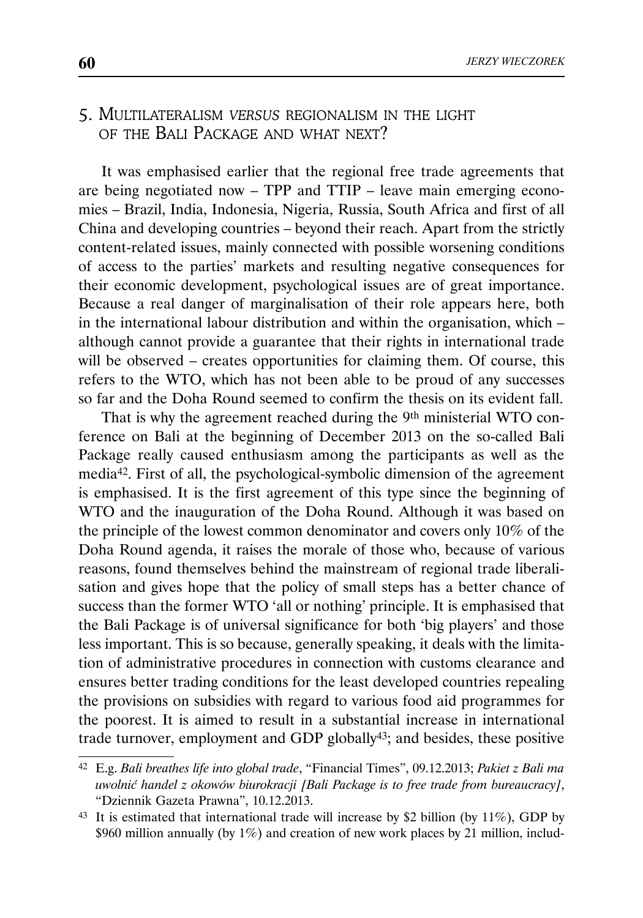## 5. Multilateralism *versus* regionalism in the light of the Bali Package and what next?

It was emphasised earlier that the regional free trade agreements that are being negotiated now – TPP and TTIP – leave main emerging economies – Brazil, India, Indonesia, Nigeria, Russia, South Africa and first of all China and developing countries – beyond their reach. Apart from the strictly content-related issues, mainly connected with possible worsening conditions of access to the parties' markets and resulting negative consequences for their economic development, psychological issues are of great importance. Because a real danger of marginalisation of their role appears here, both in the international labour distribution and within the organisation, which – although cannot provide a guarantee that their rights in international trade will be observed – creates opportunities for claiming them. Of course, this refers to the WTO, which has not been able to be proud of any successes so far and the Doha Round seemed to confirm the thesis on its evident fall.

That is why the agreement reached during the 9th ministerial WTO conference on Bali at the beginning of December 2013 on the so-called Bali Package really caused enthusiasm among the participants as well as the media[42]. First of all, the psychological-symbolic dimension of the agreement is emphasised. It is the first agreement of this type since the beginning of WTO and the inauguration of the Doha Round. Although it was based on the principle of the lowest common denominator and covers only 10% of the Doha Round agenda, it raises the morale of those who, because of various reasons, found themselves behind the mainstream of regional trade liberalisation and gives hope that the policy of small steps has a better chance of success than the former WTO 'all or nothing' principle. It is emphasised that the Bali Package is of universal significance for both 'big players' and those less important. This is so because, generally speaking, it deals with the limitation of administrative procedures in connection with customs clearance and ensures better trading conditions for the least developed countries repealing the provisions on subsidies with regard to various food aid programmes for the poorest. It is aimed to result in a substantial increase in international trade turnover, employment and GDP globally[43]; and besides, these positive

---

[42] E.g. *Bali breathes life into global trade*, "Financial Times", 09.12.2013; *Pakiet z Bali ma uwolnić handel z okowów biurokracji [Bali Package is to free trade from bureaucracy]*, "Dziennik Gazeta Prawna", 10.12.2013.

[43] It is estimated that international trade will increase by $2 billion (by 11%), GDP by $960 million annually (by 1%) and creation of new work places by 21 million, includ-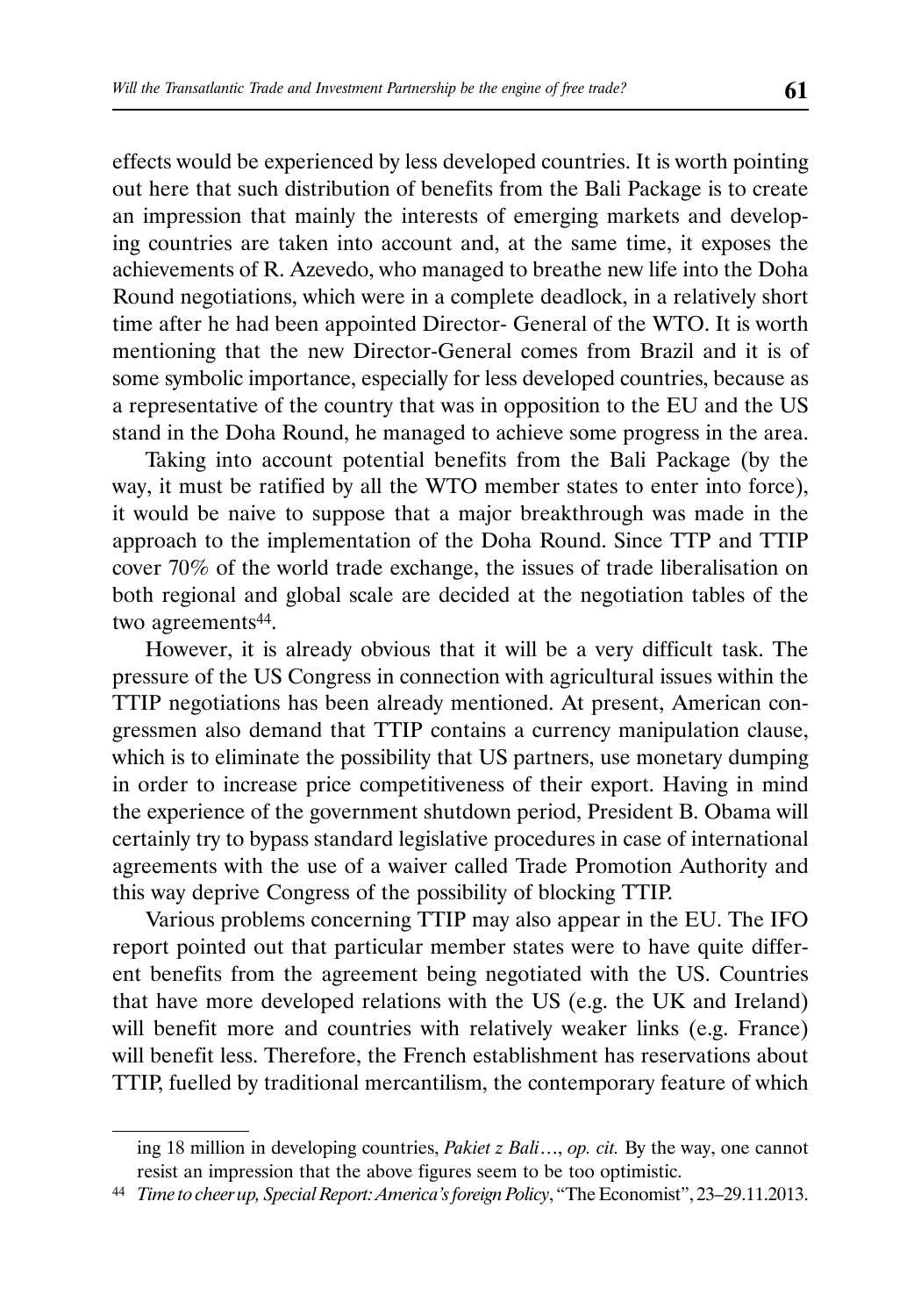effects would be experienced by less developed countries. It is worth pointing out here that such distribution of benefits from the Bali Package is to create an impression that mainly the interests of emerging markets and developing countries are taken into account and, at the same time, it exposes the achievements of R. Azevedo, who managed to breathe new life into the Doha Round negotiations, which were in a complete deadlock, in a relatively short time after he had been appointed Director- General of the WTO. It is worth mentioning that the new Director-General comes from Brazil and it is of some symbolic importance, especially for less developed countries, because as a representative of the country that was in opposition to the EU and the US stand in the Doha Round, he managed to achieve some progress in the area.

Taking into account potential benefits from the Bali Package (by the way, it must be ratified by all the WTO member states to enter into force), it would be naive to suppose that a major breakthrough was made in the approach to the implementation of the Doha Round. Since TTP and TTIP cover 70% of the world trade exchange, the issues of trade liberalisation on both regional and global scale are decided at the negotiation tables of the two agreements[44].

However, it is already obvious that it will be a very difficult task. The pressure of the US Congress in connection with agricultural issues within the TTIP negotiations has been already mentioned. At present, American congressmen also demand that TTIP contains a currency manipulation clause, which is to eliminate the possibility that US partners, use monetary dumping in order to increase price competitiveness of their export. Having in mind the experience of the government shutdown period, President B. Obama will certainly try to bypass standard legislative procedures in case of international agreements with the use of a waiver called Trade Promotion Authority and this way deprive Congress of the possibility of blocking TTIP.

Various problems concerning TTIP may also appear in the EU. The IFO report pointed out that particular member states were to have quite different benefits from the agreement being negotiated with the US. Countries that have more developed relations with the US (e.g. the UK and Ireland) will benefit more and countries with relatively weaker links (e.g. France) will benefit less. Therefore, the French establishment has reservations about TTIP, fuelled by traditional mercantilism, the contemporary feature of which

---

ing 18 million in developing countries, *Pakiet z Bali…*, *op. cit.* By the way, one cannot resist an impression that the above figures seem to be too optimistic.

[44] *Time to cheer up, Special Report: America's foreign Policy*, "The Economist", 23–29.11.2013.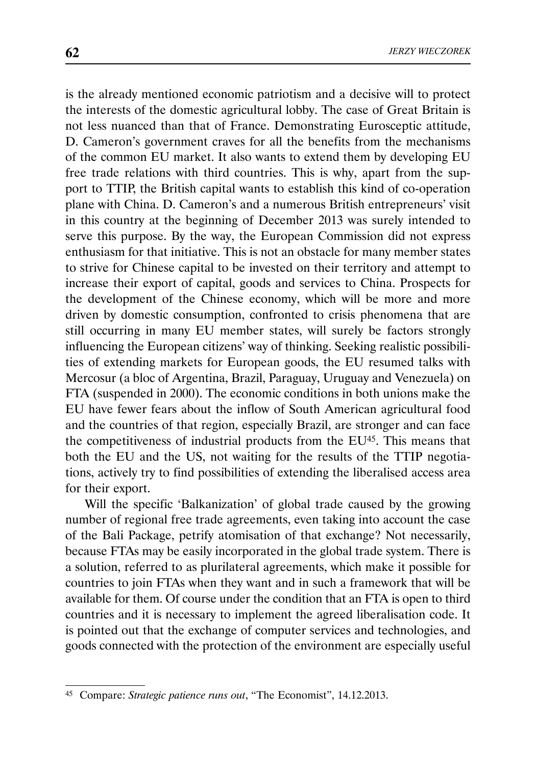is the already mentioned economic patriotism and a decisive will to protect the interests of the domestic agricultural lobby. The case of Great Britain is not less nuanced than that of France. Demonstrating Eurosceptic attitude, D. Cameron's government craves for all the benefits from the mechanisms of the common EU market. It also wants to extend them by developing EU free trade relations with third countries. This is why, apart from the support to TTIP, the British capital wants to establish this kind of co-operation plane with China. D. Cameron's and a numerous British entrepreneurs' visit in this country at the beginning of December 2013 was surely intended to serve this purpose. By the way, the European Commission did not express enthusiasm for that initiative. This is not an obstacle for many member states to strive for Chinese capital to be invested on their territory and attempt to increase their export of capital, goods and services to China. Prospects for the development of the Chinese economy, which will be more and more driven by domestic consumption, confronted to crisis phenomena that are still occurring in many EU member states, will surely be factors strongly influencing the European citizens' way of thinking. Seeking realistic possibilities of extending markets for European goods, the EU resumed talks with Mercosur (a bloc of Argentina, Brazil, Paraguay, Uruguay and Venezuela) on FTA (suspended in 2000). The economic conditions in both unions make the EU have fewer fears about the inflow of South American agricultural food and the countries of that region, especially Brazil, are stronger and can face the competitiveness of industrial products from the EU[45]. This means that both the EU and the US, not waiting for the results of the TTIP negotiations, actively try to find possibilities of extending the liberalised access area for their export.

Will the specific 'Balkanization' of global trade caused by the growing number of regional free trade agreements, even taking into account the case of the Bali Package, petrify atomisation of that exchange? Not necessarily, because FTAs may be easily incorporated in the global trade system. There is a solution, referred to as plurilateral agreements, which make it possible for countries to join FTAs when they want and in such a framework that will be available for them. Of course under the condition that an FTA is open to third countries and it is necessary to implement the agreed liberalisation code. It is pointed out that the exchange of computer services and technologies, and goods connected with the protection of the environment are especially useful

---

[45] Compare: *Strategic patience runs out*, "The Economist", 14.12.2013.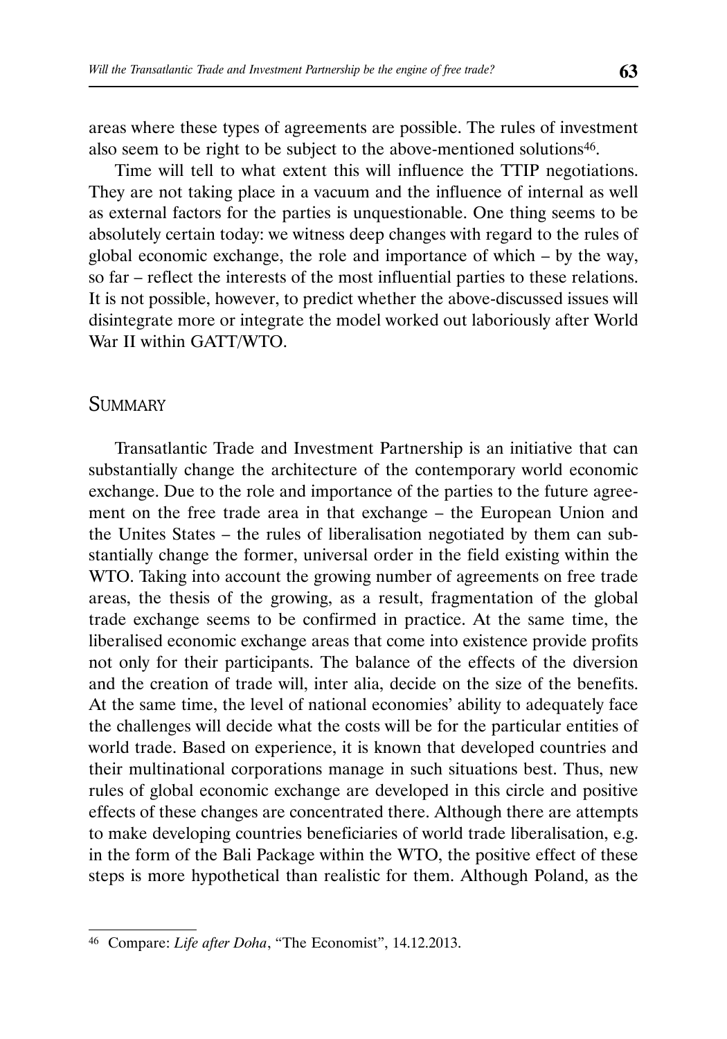areas where these types of agreements are possible. The rules of investment also seem to be right to be subject to the above-mentioned solutions[46].

Time will tell to what extent this will influence the TTIP negotiations. They are not taking place in a vacuum and the influence of internal as well as external factors for the parties is unquestionable. One thing seems to be absolutely certain today: we witness deep changes with regard to the rules of global economic exchange, the role and importance of which – by the way, so far – reflect the interests of the most influential parties to these relations. It is not possible, however, to predict whether the above-discussed issues will disintegrate more or integrate the model worked out laboriously after World War II within GATT/WTO.

## Summary

Transatlantic Trade and Investment Partnership is an initiative that can substantially change the architecture of the contemporary world economic exchange. Due to the role and importance of the parties to the future agreement on the free trade area in that exchange – the European Union and the Unites States – the rules of liberalisation negotiated by them can substantially change the former, universal order in the field existing within the WTO. Taking into account the growing number of agreements on free trade areas, the thesis of the growing, as a result, fragmentation of the global trade exchange seems to be confirmed in practice. At the same time, the liberalised economic exchange areas that come into existence provide profits not only for their participants. The balance of the effects of the diversion and the creation of trade will, inter alia, decide on the size of the benefits. At the same time, the level of national economies' ability to adequately face the challenges will decide what the costs will be for the particular entities of world trade. Based on experience, it is known that developed countries and their multinational corporations manage in such situations best. Thus, new rules of global economic exchange are developed in this circle and positive effects of these changes are concentrated there. Although there are attempts to make developing countries beneficiaries of world trade liberalisation, e.g. in the form of the Bali Package within the WTO, the positive effect of these steps is more hypothetical than realistic for them. Although Poland, as the

[46] Compare: *Life after Doha*, "The Economist", 14.12.2013.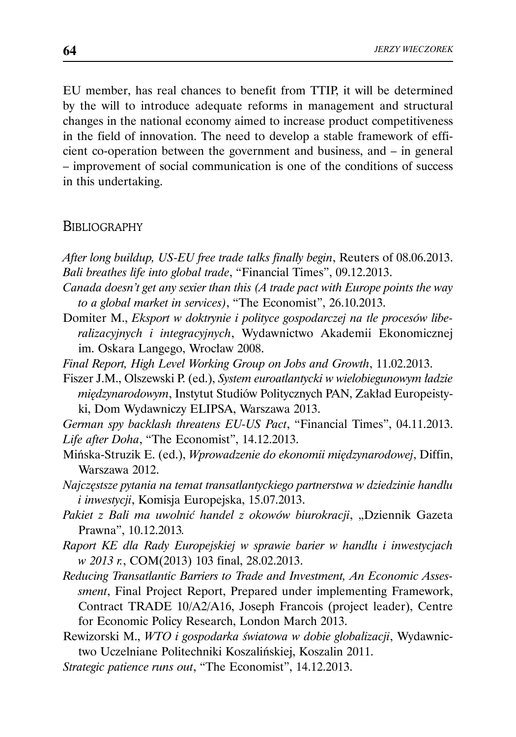EU member, has real chances to benefit from TTIP, it will be determined by the will to introduce adequate reforms in management and structural changes in the national economy aimed to increase product competitiveness in the field of innovation. The need to develop a stable framework of efficient co-operation between the government and business, and – in general – improvement of social communication is one of the conditions of success in this undertaking.

## BIBLIOGRAPHY

*After long buildup, US-EU free trade talks finally begin*, Reuters of 08.06.2013.

*Bali breathes life into global trade*, "Financial Times", 09.12.2013.

*Canada doesn't get any sexier than this (A trade pact with Europe points the way to a global market in services)*, "The Economist", 26.10.2013.

Domiter M., *Eksport w doktrynie i polityce gospodarczej na tle procesów liberalizacyjnych i integracyjnych*, Wydawnictwo Akademii Ekonomicznej im. Oskara Langego, Wrocław 2008.

*Final Report, High Level Working Group on Jobs and Growth*, 11.02.2013.

Fiszer J.M., Olszewski P. (ed.), *System euroatlantycki w wielobiegunowym ładzie międzynarodowym*, Instytut Studiów Politycznych PAN, Zakład Europeistyki, Dom Wydawniczy ELIPSA, Warszawa 2013.

*German spy backlash threatens EU-US Pact*, "Financial Times", 04.11.2013.

*Life after Doha*, "The Economist", 14.12.2013.

Mińska-Struzik E. (ed.), *Wprowadzenie do ekonomii międzynarodowej*, Diffin, Warszawa 2012.

*Najczęstsze pytania na temat transatlantyckiego partnerstwa w dziedzinie handlu i inwestycji*, Komisja Europejska, 15.07.2013.

*Pakiet z Bali ma uwolnić handel z okowów biurokracji*, „Dziennik Gazeta Prawna", 10.12.2013.

*Raport KE dla Rady Europejskiej w sprawie barier w handlu i inwestycjach w 2013 r.*, COM(2013) 103 final, 28.02.2013.

*Reducing Transatlantic Barriers to Trade and Investment, An Economic Assessment*, Final Project Report, Prepared under implementing Framework, Contract TRADE 10/A2/A16, Joseph Francois (project leader), Centre for Economic Policy Research, London March 2013.

Rewizorski M., *WTO i gospodarka światowa w dobie globalizacji*, Wydawnictwo Uczelniane Politechniki Koszalińskiej, Koszalin 2011.

*Strategic patience runs out*, "The Economist", 14.12.2013.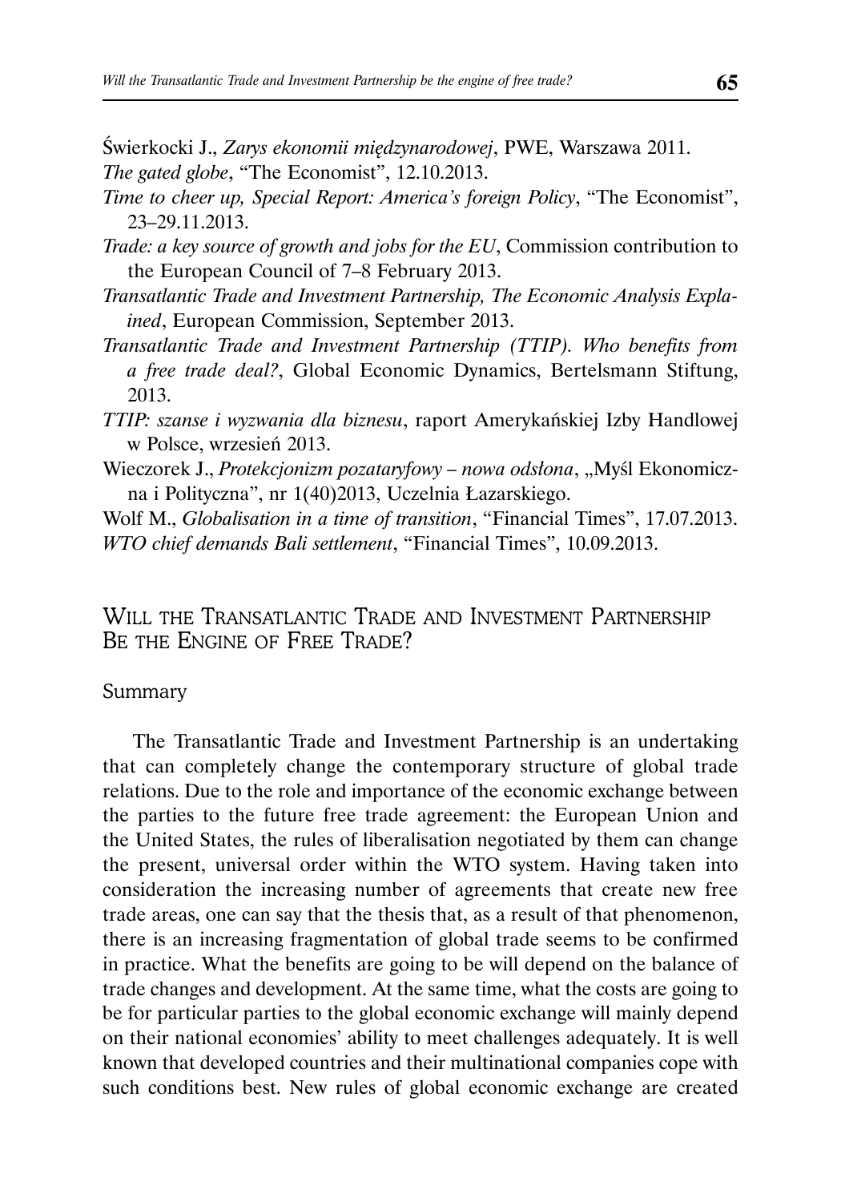Świerkocki J., *Zarys ekonomii międzynarodowej*, PWE, Warszawa 2011.

*The gated globe*, "The Economist", 12.10.2013.

*Time to cheer up, Special Report: America's foreign Policy*, "The Economist", 23–29.11.2013.

*Trade: a key source of growth and jobs for the EU*, Commission contribution to the European Council of 7–8 February 2013.

*Transatlantic Trade and Investment Partnership, The Economic Analysis Explained*, European Commission, September 2013.

*Transatlantic Trade and Investment Partnership (TTIP). Who benefits from a free trade deal?*, Global Economic Dynamics, Bertelsmann Stiftung, 2013.

*TTIP: szanse i wyzwania dla biznesu*, raport Amerykańskiej Izby Handlowej w Polsce, wrzesień 2013.

Wieczorek J., *Protekcjonizm pozataryfowy – nowa odsłona*, „Myśl Ekonomiczna i Polityczna", nr 1(40)2013, Uczelnia Łazarskiego.

Wolf M., *Globalisation in a time of transition*, "Financial Times", 17.07.2013.

*WTO chief demands Bali settlement*, "Financial Times", 10.09.2013.

## Will the Transatlantic Trade and Investment Partnership Be the Engine of Free Trade?

### Summary

The Transatlantic Trade and Investment Partnership is an undertaking that can completely change the contemporary structure of global trade relations. Due to the role and importance of the economic exchange between the parties to the future free trade agreement: the European Union and the United States, the rules of liberalisation negotiated by them can change the present, universal order within the WTO system. Having taken into consideration the increasing number of agreements that create new free trade areas, one can say that the thesis that, as a result of that phenomenon, there is an increasing fragmentation of global trade seems to be confirmed in practice. What the benefits are going to be will depend on the balance of trade changes and development. At the same time, what the costs are going to be for particular parties to the global economic exchange will mainly depend on their national economies' ability to meet challenges adequately. It is well known that developed countries and their multinational companies cope with such conditions best. New rules of global economic exchange are created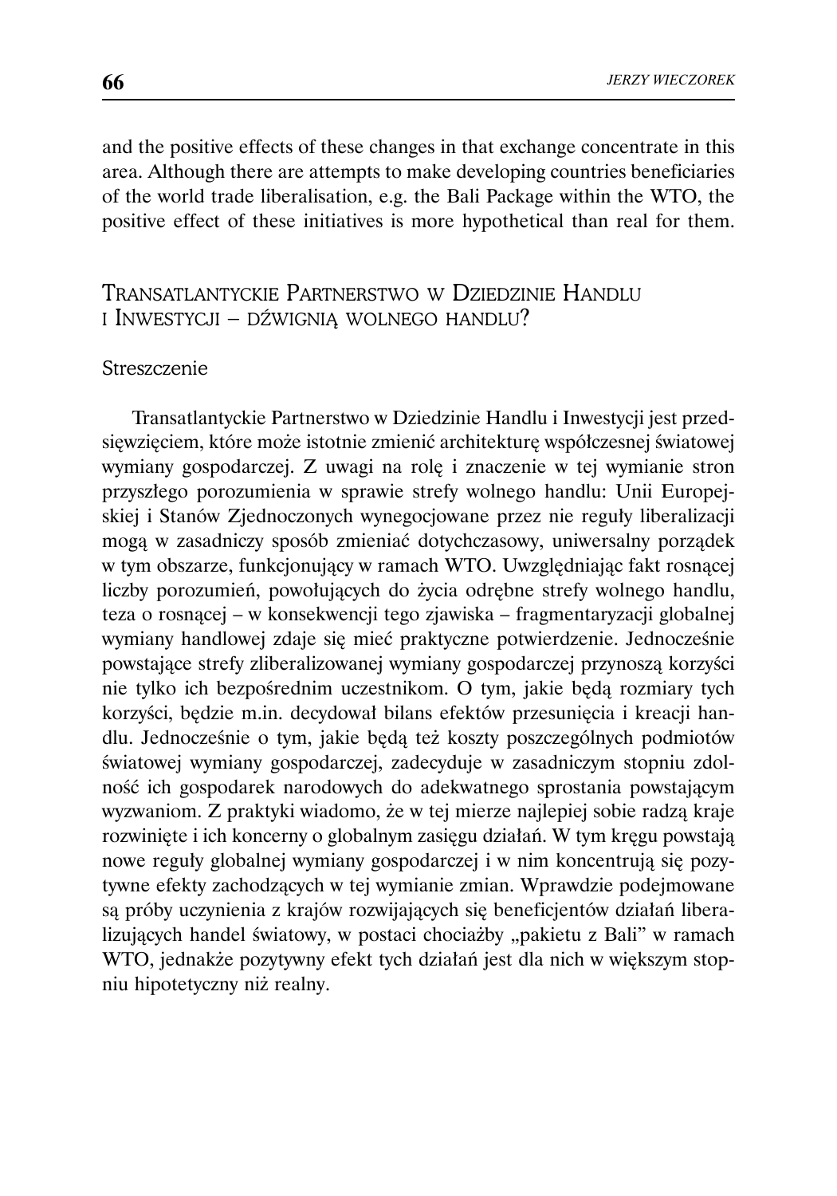and the positive effects of these changes in that exchange concentrate in this area. Although there are attempts to make developing countries beneficiaries of the world trade liberalisation, e.g. the Bali Package within the WTO, the positive effect of these initiatives is more hypothetical than real for them.

## Transatlantyckie Partnerstwo w Dziedzinie Handlu i Inwestycji – dźwignią wolnego handlu?

### Streszczenie

Transatlantyckie Partnerstwo w Dziedzinie Handlu i Inwestycji jest przedsięwzięciem, które może istotnie zmienić architekturę współczesnej światowej wymiany gospodarczej. Z uwagi na rolę i znaczenie w tej wymianie stron przyszłego porozumienia w sprawie strefy wolnego handlu: Unii Europejskiej i Stanów Zjednoczonych wynegocjowane przez nie reguły liberalizacji mogą w zasadniczy sposób zmieniać dotychczasowy, uniwersalny porządek w tym obszarze, funkcjonujący w ramach WTO. Uwzględniając fakt rosnącej liczby porozumień, powołujących do życia odrębne strefy wolnego handlu, teza o rosnącej – w konsekwencji tego zjawiska – fragmentaryzacji globalnej wymiany handlowej zdaje się mieć praktyczne potwierdzenie. Jednocześnie powstające strefy zliberalizowanej wymiany gospodarczej przynoszą korzyści nie tylko ich bezpośrednim uczestnikom. O tym, jakie będą rozmiary tych korzyści, będzie m.in. decydował bilans efektów przesunięcia i kreacji handlu. Jednocześnie o tym, jakie będą też koszty poszczególnych podmiotów światowej wymiany gospodarczej, zadecyduje w zasadniczym stopniu zdolność ich gospodarek narodowych do adekwatnego sprostania powstającym wyzwaniom. Z praktyki wiadomo, że w tej mierze najlepiej sobie radzą kraje rozwinięte i ich koncerny o globalnym zasięgu działań. W tym kręgu powstają nowe reguły globalnej wymiany gospodarczej i w nim koncentrują się pozytywne efekty zachodzących w tej wymianie zmian. Wprawdzie podejmowane są próby uczynienia z krajów rozwijających się beneficjentów działań liberalizujących handel światowy, w postaci chociażby „pakietu z Bali" w ramach WTO, jednakże pozytywny efekt tych działań jest dla nich w większym stopniu hipotetyczny niż realny.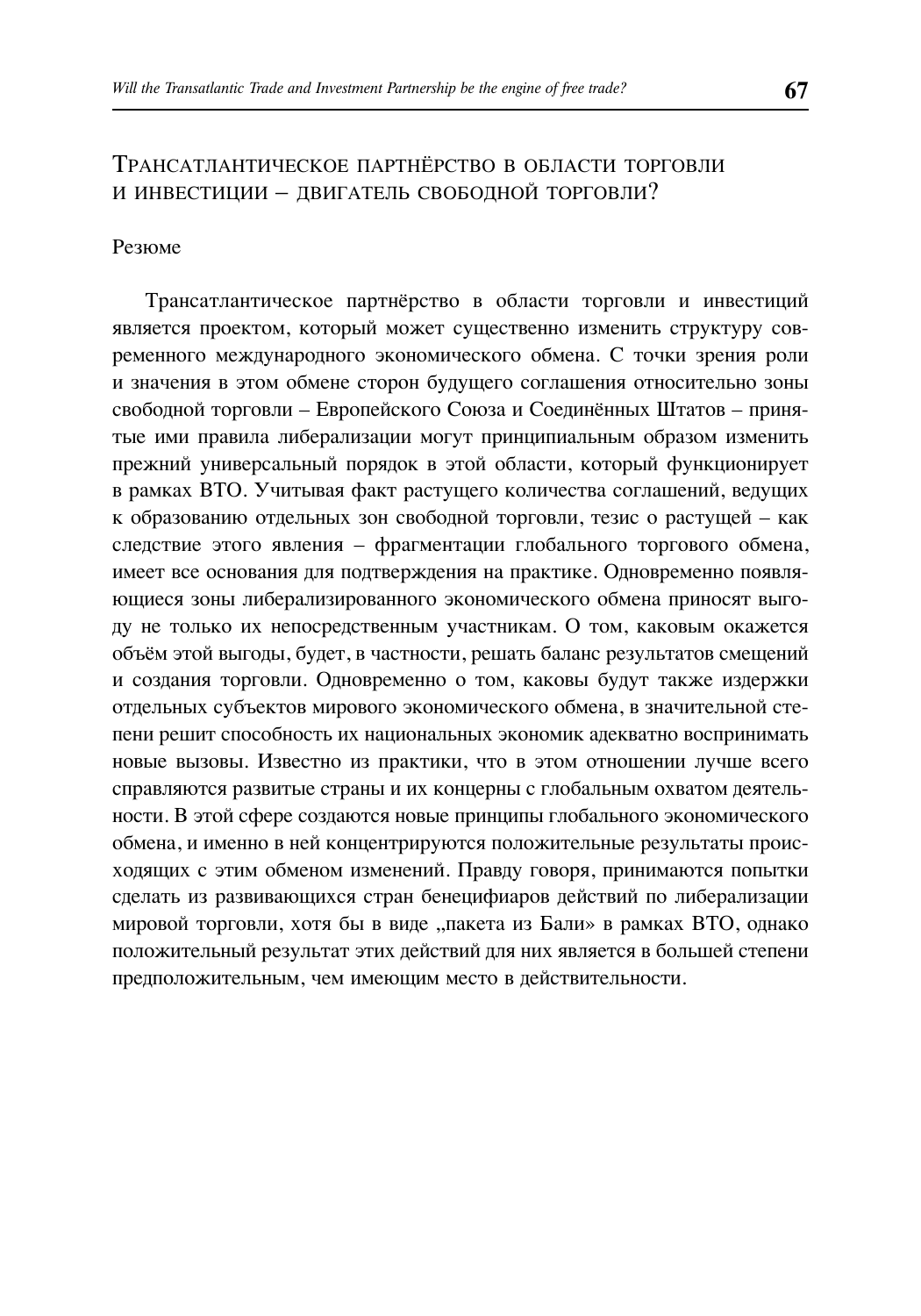## Трансатлантическое партнёрство в области торговли и инвестиции – двигатель свободной торговли?

Резюме

Трансатлантическое партнёрство в области торговли и инвестиций является проектом, который может существенно изменить структуру современного международного экономического обмена. С точки зрения роли и значения в этом обмене сторон будущего соглашения относительно зоны свободной торговли – Европейского Союза и Соединённых Штатов – принятые ими правила либерализации могут принципиальным образом изменить прежний универсальный порядок в этой области, который функционирует в рамках ВТО. Учитывая факт растущего количества соглашений, ведущих к образованию отдельных зон свободной торговли, тезис о растущей – как следствие этого явления – фрагментации глобального торгового обмена, имеет все основания для подтверждения на практике. Одновременно появляющиеся зоны либерализированного экономического обмена приносят выгоду не только их непосредственным участникам. О том, каковым окажется объём этой выгоды, будет, в частности, решать баланс результатов смещений и создания торговли. Одновременно о том, каковы будут также издержки отдельных субъектов мирового экономического обмена, в значительной степени решит способность их национальных экономик адекватно воспринимать новые вызовы. Известно из практики, что в этом отношении лучше всего справляются развитые страны и их концерны с глобальным охватом деятельности. В этой сфере создаются новые принципы глобального экономического обмена, и именно в ней концентрируются положительные результаты происходящих с этим обменом изменений. Правду говоря, принимаются попытки сделать из развивающихся стран бенецифиаров действий по либерализации мировой торговли, хотя бы в виде „пакета из Бали» в рамках ВТО, однако положительный результат этих действий для них является в большей степени предположительным, чем имеющим место в действительности.